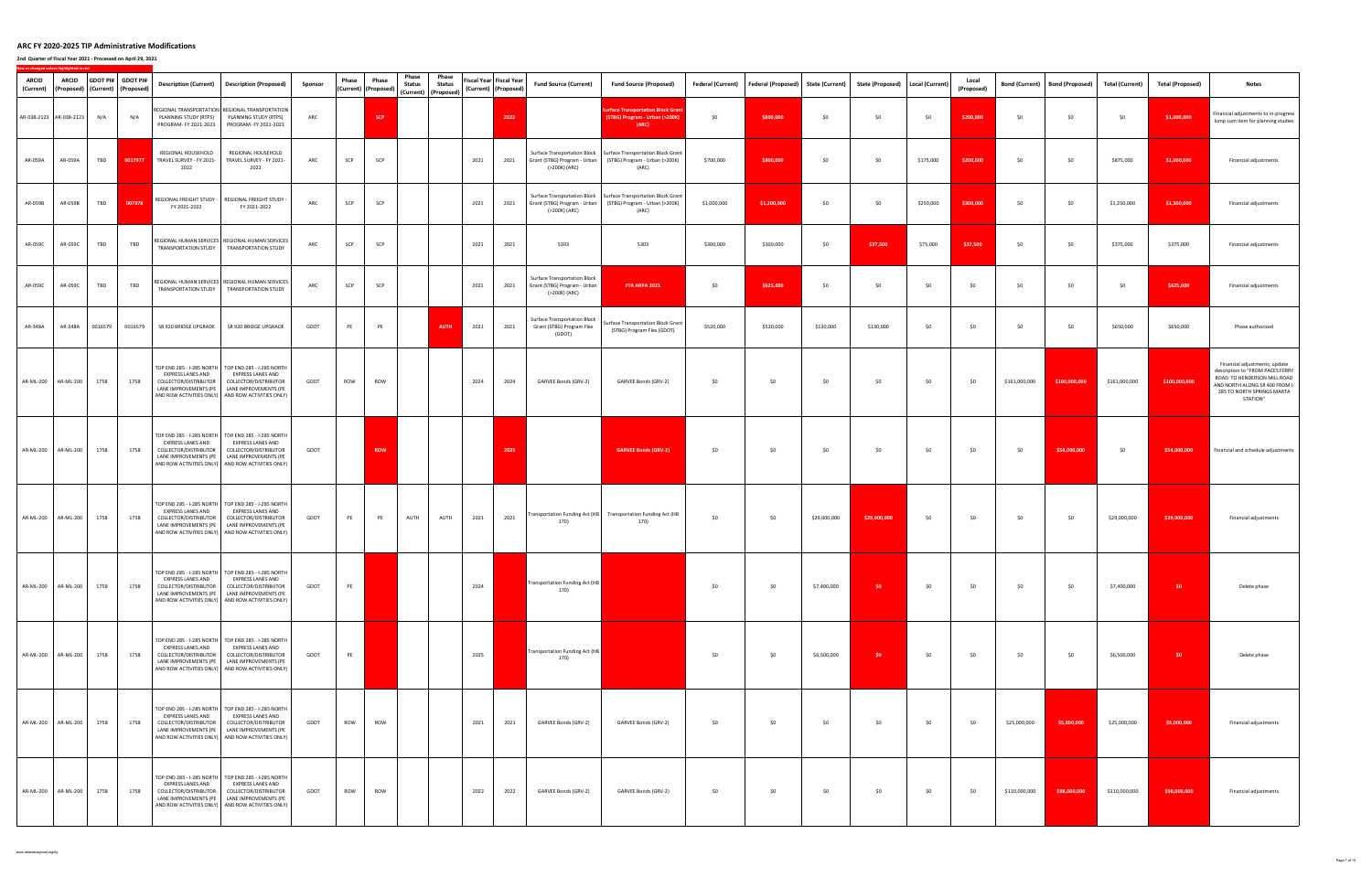# ARC FY 2020-2025 TIP Administrative Modifications

**2nd Quarter of Fiscal Year 2021 - Processed on April 29, 2021**

New or changed values highlighted in red

| ARCID (Current) | ARCID (Proposed) | GDOT PI# (Current) | GDOT PI# (Proposed) | Description (Current) | Description (Proposed) | Sponsor | Phase (Current) | Phase (Proposed) | Phase Status (Current) | Phase Status (Proposed) | Fiscal Year (Current) | Fiscal Year (Proposed) | Fund Source (Current) | Fund Source (Proposed) | Federal (Current) | Federal (Proposed) | State (Current) | State (Proposed) | Local (Current) | Local (Proposed) | Bond (Current) | Bond (Proposed) | Total (Current) | Total (Proposed) | Notes |
|---|---|---|---|---|---|---|---|---|---|---|---|---|---|---|---|---|---|---|---|---|---|---|---|---|---|
| AR-038-2123 | AR-038-2123 | N/A | N/A | REGIONAL TRANSPORTATION PLANNING STUDY (RTPS) PROGRAM- FY 2021-2023 | REGIONAL TRANSPORTATION PLANNING STUDY (RTPS) PROGRAM- FY 2021-2023 | ARC | | SCP | | | | 2022 | | Surface Transportation Block Grant (STBG) Program - Urban (>200K) (ARC) | $0 | $800,000 | $0 | $0 | $0 | $200,000 | $0 | $0 | $0 | $1,000,000 | Financial adjustments to in-progress lump sum item for planning studies |
| AR-059A | AR-059A | TBD | 0017977 | REGIONAL HOUSEHOLD TRAVEL SURVEY - FY 2021-2022 | REGIONAL HOUSEHOLD TRAVEL SURVEY - FY 2021-2022 | ARC | SCP | SCP | | | 2021 | 2021 | Surface Transportation Block Grant (STBG) Program - Urban (>200K) (ARC) | Surface Transportation Block Grant (STBG) Program - Urban (>200K) (ARC) | $700,000 | $800,000 | $0 | $0 | $175,000 | $200,000 | $0 | $0 | $875,000 | $1,000,000 | Financial adjustments |
| AR-059B | AR-059B | TBD | 007978 | REGIONAL FREIGHT STUDY - FY 2021-2022 | REGIONAL FREIGHT STUDY - FY 2021-2022 | ARC | SCP | SCP | | | 2021 | 2021 | Surface Transportation Block Grant (STBG) Program - Urban (>200K) (ARC) | Surface Transportation Block Grant (STBG) Program - Urban (>200K) (ARC) | $1,000,000 | $1,200,000 | $0 | $0 | $250,000 | $300,000 | $0 | $0 | $1,250,000 | $1,500,000 | Financial adjustments |
| AR-059C | AR-059C | TBD | TBD | REGIONAL HUMAN SERVICES TRANSPORTATION STUDY | REGIONAL HUMAN SERVICES TRANSPORTATION STUDY | ARC | SCP | SCP | | | 2021 | 2021 | 5303 | 5303 | $300,000 | $300,000 | $0 | $37,500 | $75,000 | $37,500 | $0 | $0 | $375,000 | $375,000 | Financial adjustments |
| AR-059C | AR-059C | TBD | TBD | REGIONAL HUMAN SERVICES TRANSPORTATION STUDY | REGIONAL HUMAN SERVICES TRANSPORTATION STUDY | ARC | SCP | SCP | | | 2021 | 2021 | Surface Transportation Block Grant (STBG) Program - Urban (>200K) (ARC) | FTA ARPA 2021 | $0 | $625,000 | $0 | $0 | $0 | $0 | $0 | $0 | $0 | $625,000 | Financial adjustments |
| AR-348A | AR-348A | 0016579 | 0016579 | SR 920 BRIDGE UPGRADE | SR 920 BRIDGE UPGRADE | GDOT | PE | PE | | AUTH | 2021 | 2021 | Surface Transportation Block Grant (STBG) Program Flex (GDOT) | Surface Transportation Block Grant (STBG) Program Flex (GDOT) | $520,000 | $520,000 | $130,000 | $130,000 | $0 | $0 | $0 | $0 | $650,000 | $650,000 | Phase authorized |
| AR-ML-200 | AR-ML-200 | 1758 | 1758 | TOP END 285 - I-285 NORTH EXPRESS LANES AND COLLECTOR/DISTRIBUTOR LANE IMPROVEMENTS (PE AND ROW ACTIVITIES ONLY) | TOP END 285 - I-285 NORTH EXPRESS LANES AND COLLECTOR/DISTRIBUTOR LANE IMPROVEMENTS (PE AND ROW ACTIVITIES ONLY) | GDOT | ROW | ROW | | | 2024 | 2024 | GARVEE Bonds (GRV-2) | GARVEE Bonds (GRV-2) | $0 | $0 | $0 | $0 | $0 | $0 | $161,000,000 | $100,000,000 | $161,000,000 | $100,000,000 | Financial adjustments; update description to "FROM PACES FERRY ROAD TO HENDERSON MILL ROAD AND NORTH ALONG SR 400 FROM I-285 TO NORTH SPRINGS MARTA STATION" |
| AR-ML-200 | AR-ML-200 | 1758 | 1758 | TOP END 285 - I-285 NORTH EXPRESS LANES AND COLLECTOR/DISTRIBUTOR LANE IMPROVEMENTS (PE AND ROW ACTIVITIES ONLY) | TOP END 285 - I-285 NORTH EXPRESS LANES AND COLLECTOR/DISTRIBUTOR LANE IMPROVEMENTS (PE AND ROW ACTIVITIES ONLY) | GDOT | | ROW | | | | 2025 | | GARVEE Bonds (GRV-2) | $0 | $0 | $0 | $0 | $0 | $0 | $0 | $54,000,000 | $0 | $54,000,000 | Financial and schedule adjustments |
| AR-ML-200 | AR-ML-200 | 1758 | 1758 | TOP END 285 - I-285 NORTH EXPRESS LANES AND COLLECTOR/DISTRIBUTOR LANE IMPROVEMENTS (PE AND ROW ACTIVITIES ONLY) | TOP END 285 - I-285 NORTH EXPRESS LANES AND COLLECTOR/DISTRIBUTOR LANE IMPROVEMENTS (PE AND ROW ACTIVITIES ONLY) | GDOT | PE | PE | AUTH | AUTH | 2021 | 2021 | Transportation Funding Act (HB 170) | Transportation Funding Act (HB 170) | $0 | $0 | $29,000,000 | $29,900,000 | $0 | $0 | $0 | $0 | $29,000,000 | $29,900,000 | Financial adjustments |
| AR-ML-200 | AR-ML-200 | 1758 | 1758 | TOP END 285 - I-285 NORTH EXPRESS LANES AND COLLECTOR/DISTRIBUTOR LANE IMPROVEMENTS (PE AND ROW ACTIVITIES ONLY) | TOP END 285 - I-285 NORTH EXPRESS LANES AND COLLECTOR/DISTRIBUTOR LANE IMPROVEMENTS (PE AND ROW ACTIVITIES ONLY) | GDOT | PE | | | | 2024 | | Transportation Funding Act (HB 170) | | $0 | $0 | $7,400,000 | $0 | $0 | $0 | $0 | $0 | $7,400,000 | $0 | Delete phase |
| AR-ML-200 | AR-ML-200 | 1758 | 1758 | TOP END 285 - I-285 NORTH EXPRESS LANES AND COLLECTOR/DISTRIBUTOR LANE IMPROVEMENTS (PE AND ROW ACTIVITIES ONLY) | TOP END 285 - I-285 NORTH EXPRESS LANES AND COLLECTOR/DISTRIBUTOR LANE IMPROVEMENTS (PE AND ROW ACTIVITIES ONLY) | GDOT | PE | | | | 2025 | | Transportation Funding Act (HB 170) | | $0 | $0 | $6,500,000 | $0 | $0 | $0 | $0 | $0 | $6,500,000 | $0 | Delete phase |
| AR-ML-200 | AR-ML-200 | 1758 | 1758 | TOP END 285 - I-285 NORTH EXPRESS LANES AND COLLECTOR/DISTRIBUTOR LANE IMPROVEMENTS (PE AND ROW ACTIVITIES ONLY) | TOP END 285 - I-285 NORTH EXPRESS LANES AND COLLECTOR/DISTRIBUTOR LANE IMPROVEMENTS (PE AND ROW ACTIVITIES ONLY) | GDOT | ROW | ROW | | | 2021 | 2021 | GARVEE Bonds (GRV-2) | GARVEE Bonds (GRV-2) | $0 | $0 | $0 | $0 | $0 | $0 | $25,000,000 | $5,000,000 | $25,000,000 | $5,000,000 | Financial adjustments |
| AR-ML-200 | AR-ML-200 | 1758 | 1758 | TOP END 285 - I-285 NORTH EXPRESS LANES AND COLLECTOR/DISTRIBUTOR LANE IMPROVEMENTS (PE AND ROW ACTIVITIES ONLY) | TOP END 285 - I-285 NORTH EXPRESS LANES AND COLLECTOR/DISTRIBUTOR LANE IMPROVEMENTS (PE AND ROW ACTIVITIES ONLY) | GDOT | ROW | ROW | | | 2022 | 2022 | GARVEE Bonds (GRV-2) | GARVEE Bonds (GRV-2) | $0 | $0 | $0 | $0 | $0 | $0 | $110,000,000 | $98,000,000 | $110,000,000 | $98,000,000 | Financial adjustments |

www.atlantaregional.org/tip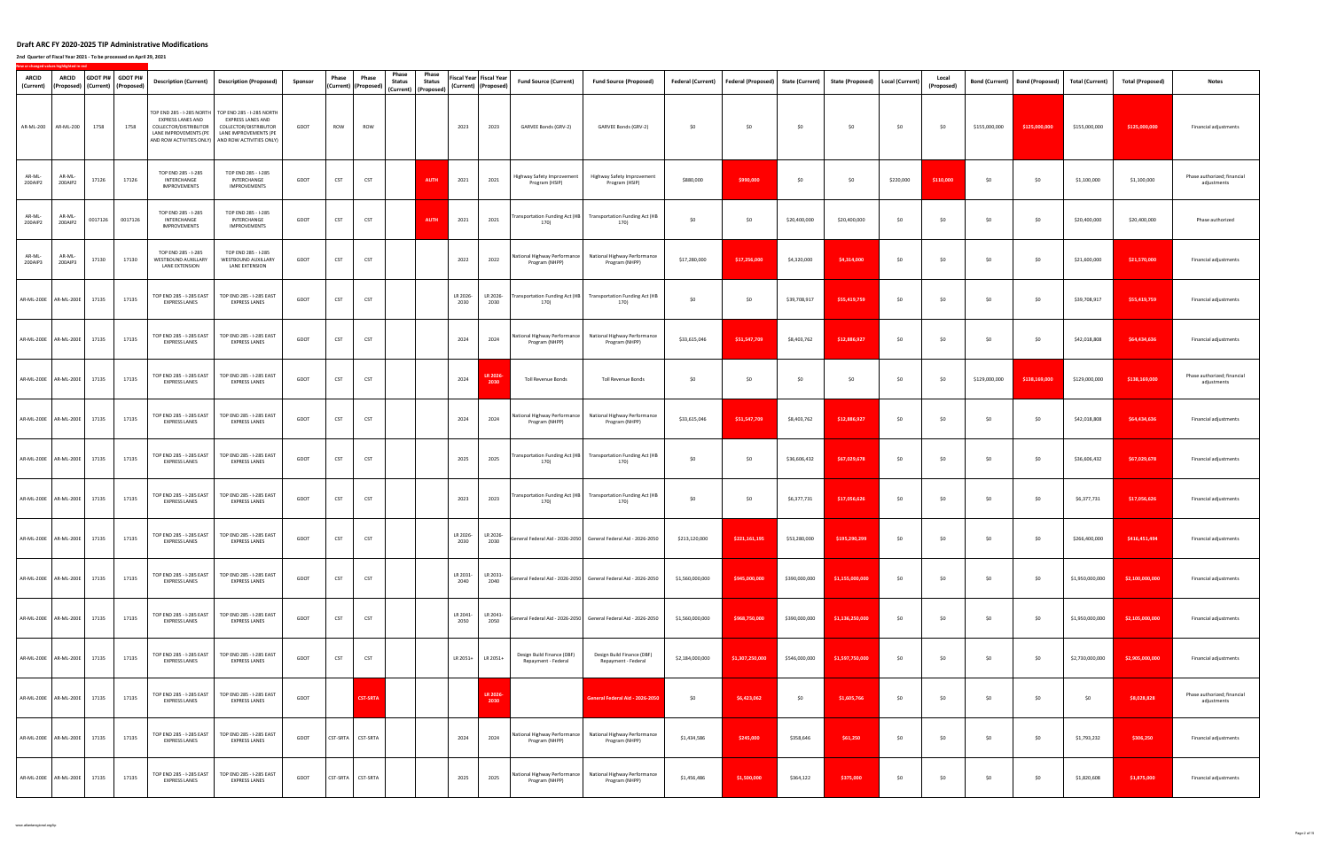# Draft ARC FY 2020-2025 TIP Administrative Modifications

**2nd Quarter of Fiscal Year 2021 - To be processed on April 29, 2021**

New or changed values highlighted in red

| ARCID (Current) | ARCID (Proposed) | GDOT PI# (Current) | GDOT PI# (Proposed) | Description (Current) | Description (Proposed) | Sponsor | Phase (Current) | Phase (Proposed) | Phase Status (Current) | Phase Status (Proposed) | Fiscal Year (Current) | Fiscal Year (Proposed) | Fund Source (Current) | Fund Source (Proposed) | Federal (Current) | Federal (Proposed) | State (Current) | State (Proposed) | Local (Current) | Local (Proposed) | Bond (Current) | Bond (Proposed) | Total (Current) | Total (Proposed) | Notes |
|---|---|---|---|---|---|---|---|---|---|---|---|---|---|---|---|---|---|---|---|---|---|---|---|---|---|
| AR-ML-200 | AR-ML-200 | 1758 | 1758 | TOP END 285 - I-285 NORTH EXPRESS LANES AND COLLECTOR/DISTRIBUTOR LANE IMPROVEMENTS (PE AND ROW ACTIVITIES ONLY) | TOP END 285 - I-285 NORTH EXPRESS LANES AND COLLECTOR/DISTRIBUTOR LANE IMPROVEMENTS (PE AND ROW ACTIVITIES ONLY) | GDOT | ROW | ROW | | | 2023 | 2023 | GARVEE Bonds (GRV-2) | GARVEE Bonds (GRV-2) | $0 | $0 | $0 | $0 | $0 | $0 | $155,000,000 | $125,000,000 | $155,000,000 | $125,000,000 | Financial adjustments |
| AR-ML-200AIP2 | AR-ML-200AIP2 | 17126 | 17126 | TOP END 285 - I-285 INTERCHANGE IMPROVEMENTS | TOP END 285 - I-285 INTERCHANGE IMPROVEMENTS | GDOT | CST | CST | | AUTH | 2021 | 2021 | Highway Safety Improvement Program (HSIP) | Highway Safety Improvement Program (HSIP) | $880,000 | $990,000 | $0 | $0 | $220,000 | $110,000 | $0 | $0 | $1,100,000 | $1,100,000 | Phase authorized; financial adjustments |
| AR-ML-200AIP2 | AR-ML-200AIP2 | 0017126 | 0017126 | TOP END 285 - I-285 INTERCHANGE IMPROVEMENTS | TOP END 285 - I-285 INTERCHANGE IMPROVEMENTS | GDOT | CST | CST | | AUTH | 2021 | 2021 | Transportation Funding Act (HB 170) | Transportation Funding Act (HB 170) | $0 | $0 | $20,400,000 | $20,400,000 | $0 | $0 | $0 | $0 | $20,400,000 | $20,400,000 | Phase authorized |
| AR-ML-200AIP3 | AR-ML-200AIP3 | 17130 | 17130 | TOP END 285 - I-285 WESTBOUND AUXILLARY LANE EXTENSION | TOP END 285 - I-285 WESTBOUND AUXILLARY LANE EXTENSION | GDOT | CST | CST | | | 2022 | 2022 | National Highway Performance Program (NHPP) | National Highway Performance Program (NHPP) | $17,280,000 | $17,256,000 | $4,320,000 | $4,314,000 | $0 | $0 | $0 | $0 | $21,600,000 | $21,570,000 | Financial adjustments |
| AR-ML-200E | AR-ML-200E | 17135 | 17135 | TOP END 285 - I-285 EAST EXPRESS LANES | TOP END 285 - I-285 EAST EXPRESS LANES | GDOT | CST | CST | | | LR 2026-2030 | LR 2026-2030 | Transportation Funding Act (HB 170) | Transportation Funding Act (HB 170) | $0 | $0 | $39,708,917 | $55,419,759 | $0 | $0 | $0 | $0 | $39,708,917 | $55,419,759 | Financial adjustments |
| AR-ML-200E | AR-ML-200E | 17135 | 17135 | TOP END 285 - I-285 EAST EXPRESS LANES | TOP END 285 - I-285 EAST EXPRESS LANES | GDOT | CST | CST | | | 2024 | 2024 | National Highway Performance Program (NHPP) | National Highway Performance Program (NHPP) | $33,615,046 | $51,547,709 | $8,403,762 | $12,886,927 | $0 | $0 | $0 | $0 | $42,018,808 | $64,434,636 | Financial adjustments |
| AR-ML-200E | AR-ML-200E | 17135 | 17135 | TOP END 285 - I-285 EAST EXPRESS LANES | TOP END 285 - I-285 EAST EXPRESS LANES | GDOT | CST | CST | | | 2024 | LR 2026-2030 | Toll Revenue Bonds | Toll Revenue Bonds | $0 | $0 | $0 | $0 | $0 | $0 | $129,000,000 | $138,169,000 | $129,000,000 | $138,169,000 | Phase authorized; financial adjustments |
| AR-ML-200E | AR-ML-200E | 17135 | 17135 | TOP END 285 - I-285 EAST EXPRESS LANES | TOP END 285 - I-285 EAST EXPRESS LANES | GDOT | CST | CST | | | 2024 | 2024 | National Highway Performance Program (NHPP) | National Highway Performance Program (NHPP) | $33,615,046 | $51,547,709 | $8,403,762 | $12,886,927 | $0 | $0 | $0 | $0 | $42,018,808 | $64,434,636 | Financial adjustments |
| AR-ML-200E | AR-ML-200E | 17135 | 17135 | TOP END 285 - I-285 EAST EXPRESS LANES | TOP END 285 - I-285 EAST EXPRESS LANES | GDOT | CST | CST | | | 2025 | 2025 | Transportation Funding Act (HB 170) | Transportation Funding Act (HB 170) | $0 | $0 | $36,606,432 | $67,029,678 | $0 | $0 | $0 | $0 | $36,606,432 | $67,029,678 | Financial adjustments |
| AR-ML-200E | AR-ML-200E | 17135 | 17135 | TOP END 285 - I-285 EAST EXPRESS LANES | TOP END 285 - I-285 EAST EXPRESS LANES | GDOT | CST | CST | | | 2023 | 2023 | Transportation Funding Act (HB 170) | Transportation Funding Act (HB 170) | $0 | $0 | $6,377,731 | $17,056,626 | $0 | $0 | $0 | $0 | $6,377,731 | $17,056,626 | Financial adjustments |
| AR-ML-200E | AR-ML-200E | 17135 | 17135 | TOP END 285 - I-285 EAST EXPRESS LANES | TOP END 285 - I-285 EAST EXPRESS LANES | GDOT | CST | CST | | | LR 2026-2030 | LR 2026-2030 | General Federal Aid - 2026-2050 | General Federal Aid - 2026-2050 | $213,120,000 | $221,161,195 | $53,280,000 | $195,290,299 | $0 | $0 | $0 | $0 | $266,400,000 | $416,451,494 | Financial adjustments |
| AR-ML-200E | AR-ML-200E | 17135 | 17135 | TOP END 285 - I-285 EAST EXPRESS LANES | TOP END 285 - I-285 EAST EXPRESS LANES | GDOT | CST | CST | | | LR 2031-2040 | LR 2031-2040 | General Federal Aid - 2026-2050 | General Federal Aid - 2026-2050 | $1,560,000,000 | $945,000,000 | $390,000,000 | $1,155,000,000 | $0 | $0 | $0 | $0 | $1,950,000,000 | $2,100,000,000 | Financial adjustments |
| AR-ML-200E | AR-ML-200E | 17135 | 17135 | TOP END 285 - I-285 EAST EXPRESS LANES | TOP END 285 - I-285 EAST EXPRESS LANES | GDOT | CST | CST | | | LR 2041-2050 | LR 2041-2050 | General Federal Aid - 2026-2050 | General Federal Aid - 2026-2050 | $1,560,000,000 | $968,750,000 | $390,000,000 | $1,136,250,000 | $0 | $0 | $0 | $0 | $1,950,000,000 | $2,105,000,000 | Financial adjustments |
| AR-ML-200E | AR-ML-200E | 17135 | 17135 | TOP END 285 - I-285 EAST EXPRESS LANES | TOP END 285 - I-285 EAST EXPRESS LANES | GDOT | CST | CST | | | LR 2051+ | LR 2051+ | Design Build Finance (DBF) Repayment - Federal | Design Build Finance (DBF) Repayment - Federal | $2,184,000,000 | $1,307,250,000 | $546,000,000 | $1,597,750,000 | $0 | $0 | $0 | $0 | $2,730,000,000 | $2,905,000,000 | Financial adjustments |
| AR-ML-200E | AR-ML-200E | 17135 | 17135 | TOP END 285 - I-285 EAST EXPRESS LANES | TOP END 285 - I-285 EAST EXPRESS LANES | GDOT | | CST-SRTA | | | | LR 2026-2030 | | General Federal Aid - 2026-2050 | $0 | $6,423,062 | $0 | $1,605,766 | $0 | $0 | $0 | $0 | $0 | $8,028,828 | Phase authorized; financial adjustments |
| AR-ML-200E | AR-ML-200E | 17135 | 17135 | TOP END 285 - I-285 EAST EXPRESS LANES | TOP END 285 - I-285 EAST EXPRESS LANES | GDOT | CST-SRTA | CST-SRTA | | | 2024 | 2024 | National Highway Performance Program (NHPP) | National Highway Performance Program (NHPP) | $1,434,586 | $245,000 | $358,646 | $61,250 | $0 | $0 | $0 | $0 | $1,793,232 | $306,250 | Financial adjustments |
| AR-ML-200E | AR-ML-200E | 17135 | 17135 | TOP END 285 - I-285 EAST EXPRESS LANES | TOP END 285 - I-285 EAST EXPRESS LANES | GDOT | CST-SRTA | CST-SRTA | | | 2025 | 2025 | National Highway Performance Program (NHPP) | National Highway Performance Program (NHPP) | $1,456,486 | $1,500,000 | $364,122 | $375,000 | $0 | $0 | $0 | $0 | $1,820,608 | $1,875,000 | Financial adjustments |

www.atlantaregional.org/tip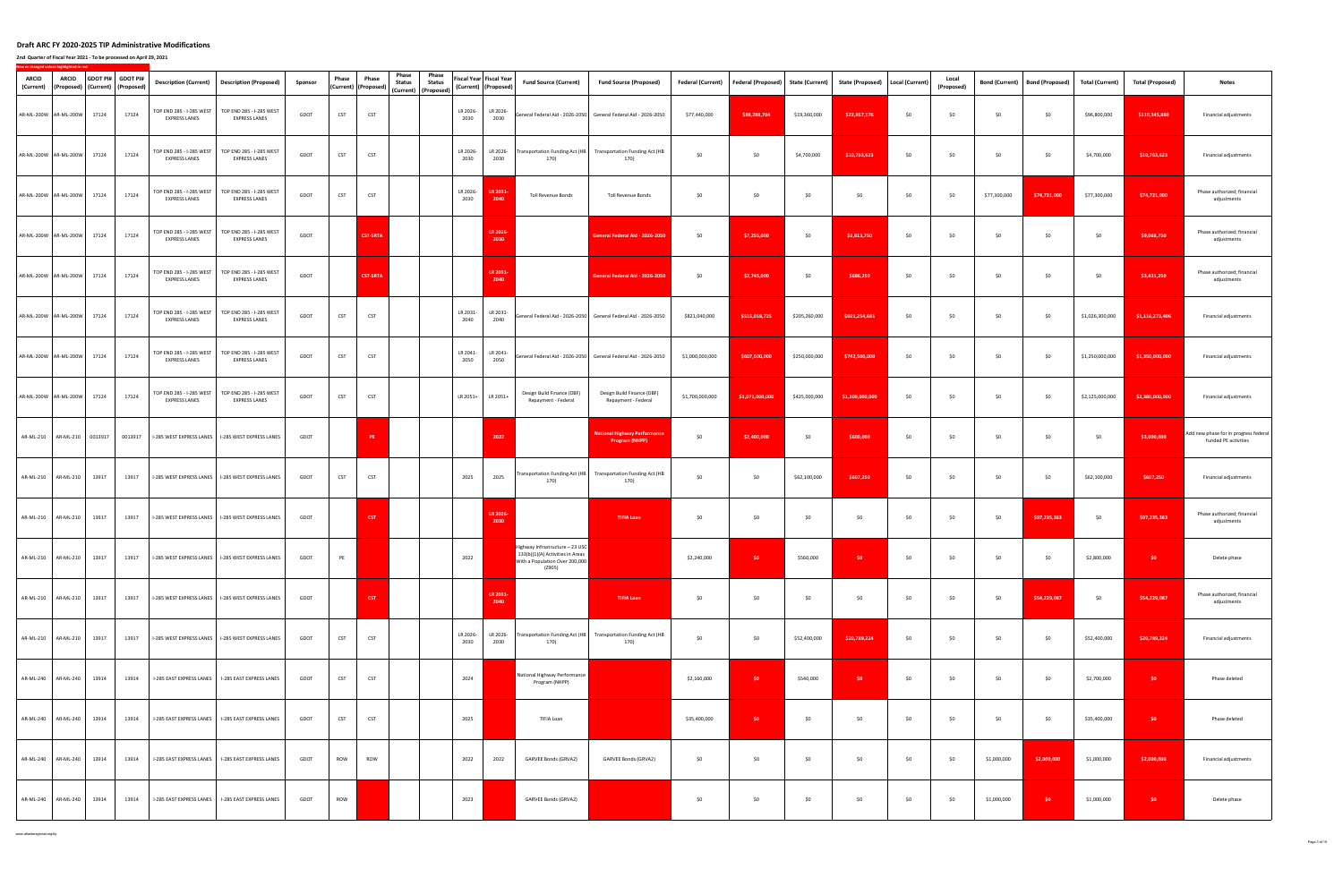# Draft ARC FY 2020-2025 TIP Administrative Modifications

**2nd Quarter of Fiscal Year 2021 - To be processed on April 29, 2021**

New or changed values highlighted in red

| ARCID (Current) | ARCID (Proposed) | GDOT PI# (Current) | GDOT PI# (Proposed) | Description (Current) | Description (Proposed) | Sponsor | Phase (Current) | Phase (Proposed) | Phase Status (Current) | Phase Status (Proposed) | Fiscal Year (Current) | Fiscal Year (Proposed) | Fund Source (Current) | Fund Source (Proposed) | Federal (Current) | Federal (Proposed) | State (Current) | State (Proposed) | Local (Current) | Local (Proposed) | Bond (Current) | Bond (Proposed) | Total (Current) | Total (Proposed) | Notes |
|---|---|---|---|---|---|---|---|---|---|---|---|---|---|---|---|---|---|---|---|---|---|---|---|---|---|
| AR-ML-200W | AR-ML-200W | 17124 | 17124 | TOP END 285 - I-285 WEST EXPRESS LANES | TOP END 285 - I-285 WEST EXPRESS LANES | GDOT | CST | CST | | | LR 2026-2030 | LR 2026-2030 | General Federal Aid - 2026-2050 | General Federal Aid - 2026-2050 | $77,440,000 | $88,288,704 | $19,360,000 | $22,057,176 | $0 | $0 | $0 | $0 | $96,800,000 | $110,345,880 | Financial adjustments |
| AR-ML-200W | AR-ML-200W | 17124 | 17124 | TOP END 285 - I-285 WEST EXPRESS LANES | TOP END 285 - I-285 WEST EXPRESS LANES | GDOT | CST | CST | | | LR 2026-2030 | LR 2026-2030 | Transportation Funding Act (HB 170) | Transportation Funding Act (HB 170) | $0 | $0 | $4,700,000 | $10,763,623 | $0 | $0 | $0 | $0 | $4,700,000 | $10,763,623 | Financial adjustments |
| AR-ML-200W | AR-ML-200W | 17124 | 17124 | TOP END 285 - I-285 WEST EXPRESS LANES | TOP END 285 - I-285 WEST EXPRESS LANES | GDOT | CST | CST | | | LR 2026-2030 | LR 2031-2040 | Toll Revenue Bonds | Toll Revenue Bonds | $0 | $0 | $0 | $0 | $0 | $0 | $77,300,000 | $74,721,000 | $77,300,000 | $74,721,000 | Phase authorized; financial adjustments |
| AR-ML-200W | AR-ML-200W | 17124 | 17124 | TOP END 285 - I-285 WEST EXPRESS LANES | TOP END 285 - I-285 WEST EXPRESS LANES | GDOT | | CST-SRTA | | | | LR 2026-2030 | | General Federal Aid - 2026-2050 | $0 | $7,255,000 | $0 | $1,813,750 | $0 | $0 | $0 | $0 | $0 | $9,068,750 | Phase authorized; financial adjustments |
| AR-ML-200W | AR-ML-200W | 17124 | 17124 | TOP END 285 - I-285 WEST EXPRESS LANES | TOP END 285 - I-285 WEST EXPRESS LANES | GDOT | | CST-SRTA | | | | LR 2031-2040 | | General Federal Aid - 2026-2050 | $0 | $2,745,000 | $0 | $686,250 | $0 | $0 | $0 | $0 | $0 | $3,431,250 | Phase authorized; financial adjustments |
| AR-ML-200W | AR-ML-200W | 17124 | 17124 | TOP END 285 - I-285 WEST EXPRESS LANES | TOP END 285 - I-285 WEST EXPRESS LANES | GDOT | CST | CST | | | LR 2031-2040 | LR 2031-2040 | General Federal Aid - 2026-2050 | General Federal Aid - 2026-2050 | $821,040,000 | $515,018,725 | $205,260,000 | $601,254,681 | $0 | $0 | $0 | $0 | $1,026,300,000 | $1,116,273,406 | Financial adjustments |
| AR-ML-200W | AR-ML-200W | 17124 | 17124 | TOP END 285 - I-285 WEST EXPRESS LANES | TOP END 285 - I-285 WEST EXPRESS LANES | GDOT | CST | CST | | | LR 2041-2050 | LR 2041-2050 | General Federal Aid - 2026-2050 | General Federal Aid - 2026-2050 | $1,000,000,000 | $607,500,000 | $250,000,000 | $742,500,000 | $0 | $0 | $0 | $0 | $1,250,000,000 | $1,350,000,000 | Financial adjustments |
| AR-ML-200W | AR-ML-200W | 17124 | 17124 | TOP END 285 - I-285 WEST EXPRESS LANES | TOP END 285 - I-285 WEST EXPRESS LANES | GDOT | CST | CST | | | LR 2051+ | LR 2051+ | Design Build Finance (DBF) Repayment - Federal | Design Build Finance (DBF) Repayment - Federal | $1,700,000,000 | $1,071,000,000 | $425,000,000 | $1,309,000,000 | $0 | $0 | $0 | $0 | $2,125,000,000 | $2,380,000,000 | Financial adjustments |
| AR-ML-210 | AR-ML-210 | 0013917 | 0013917 | I-285 WEST EXPRESS LANES | I-285 WEST EXPRESS LANES | GDOT | | PE | | | | 2022 | | National Highway Performance Program (NHPP) | $0 | $2,400,000 | $0 | $600,000 | $0 | $0 | $0 | $0 | $0 | $3,000,000 | Add new phase for in progress federal funded PE activities |
| AR-ML-210 | AR-ML-210 | 13917 | 13917 | I-285 WEST EXPRESS LANES | I-285 WEST EXPRESS LANES | GDOT | CST | CST | | | 2025 | 2025 | Transportation Funding Act (HB 170) | Transportation Funding Act (HB 170) | $0 | $0 | $62,100,000 | $607,250 | $0 | $0 | $0 | $0 | $62,100,000 | $607,250 | Financial adjustments |
| AR-ML-210 | AR-ML-210 | 13917 | 13917 | I-285 WEST EXPRESS LANES | I-285 WEST EXPRESS LANES | GDOT | | CST | | | | LR 2026-2030 | | TIFIA Loan | $0 | $0 | $0 | $0 | $0 | $0 | $0 | $97,235,363 | $0 | $97,235,363 | Phase authorized; financial adjustments |
| AR-ML-210 | AR-ML-210 | 13917 | 13917 | I-285 WEST EXPRESS LANES | I-285 WEST EXPRESS LANES | GDOT | PE | | | | 2022 | | Highway Infrastructure – 23 USC 133(b)(1)(A) Activities in Areas With a Population Over 200,000 (Z905) | | $2,240,000 | $0 | $560,000 | $0 | $0 | $0 | $0 | $0 | $2,800,000 | $0 | Delete phase |
| AR-ML-210 | AR-ML-210 | 13917 | 13917 | I-285 WEST EXPRESS LANES | I-285 WEST EXPRESS LANES | GDOT | | CST | | | | LR 2031-2040 | | TIFIA Loan | $0 | $0 | $0 | $0 | $0 | $0 | $0 | $54,229,087 | $0 | $54,229,087 | Phase authorized; financial adjustments |
| AR-ML-210 | AR-ML-210 | 13917 | 13917 | I-285 WEST EXPRESS LANES | I-285 WEST EXPRESS LANES | GDOT | CST | CST | | | LR 2026-2030 | LR 2026-2030 | Transportation Funding Act (HB 170) | Transportation Funding Act (HB 170) | $0 | $0 | $52,400,000 | $20,789,224 | $0 | $0 | $0 | $0 | $52,400,000 | $20,789,224 | Financial adjustments |
| AR-ML-240 | AR-ML-240 | 13914 | 13914 | I-285 EAST EXPRESS LANES | I-285 EAST EXPRESS LANES | GDOT | CST | CST | | | 2024 | | National Highway Performance Program (NHPP) | | $2,160,000 | $0 | $540,000 | $0 | $0 | $0 | $0 | $0 | $2,700,000 | $0 | Phase deleted |
| AR-ML-240 | AR-ML-240 | 13914 | 13914 | I-285 EAST EXPRESS LANES | I-285 EAST EXPRESS LANES | GDOT | CST | CST | | | 2025 | | TIFIA Loan | | $35,400,000 | $0 | $0 | $0 | $0 | $0 | $0 | $0 | $35,400,000 | $0 | Phase deleted |
| AR-ML-240 | AR-ML-240 | 13914 | 13914 | I-285 EAST EXPRESS LANES | I-285 EAST EXPRESS LANES | GDOT | ROW | ROW | | | 2022 | 2022 | GARVEE Bonds (GRVA2) | GARVEE Bonds (GRVA2) | $0 | $0 | $0 | $0 | $0 | $0 | $1,000,000 | $2,000,000 | $1,000,000 | $2,000,000 | Financial adjustments |
| AR-ML-240 | AR-ML-240 | 13914 | 13914 | I-285 EAST EXPRESS LANES | I-285 EAST EXPRESS LANES | GDOT | ROW | | | | 2023 | | GARVEE Bonds (GRVA2) | | $0 | $0 | $0 | $0 | $0 | $0 | $1,000,000 | $0 | $1,000,000 | $0 | Delete phase |

www.atlantaregional.org/tip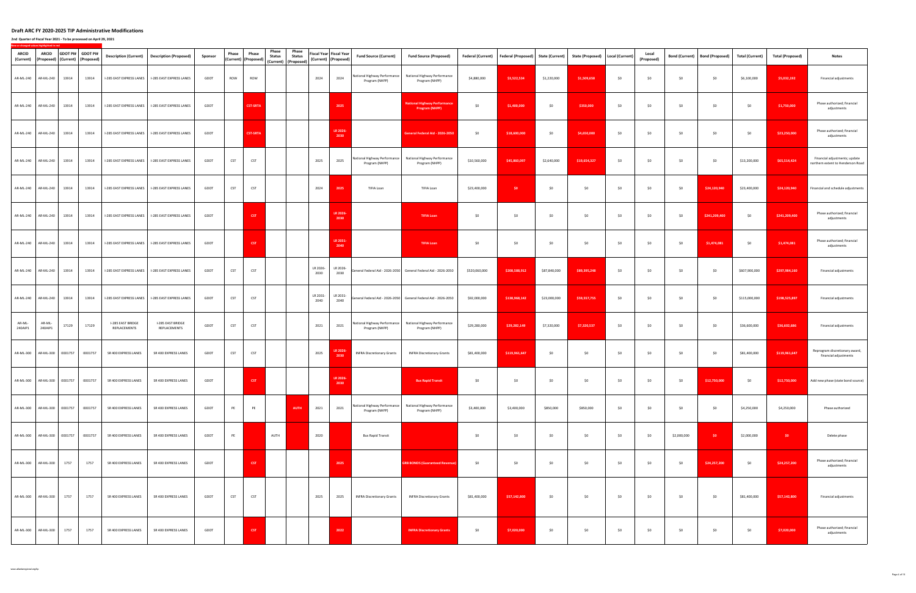# Draft ARC FY 2020-2025 TIP Administrative Modifications

**2nd Quarter of Fiscal Year 2021 - To be processed on April 29, 2021**

New or changed values highlighted in red

| ARCID (Current) | ARCID (Proposed) | GDOT PI# (Current) | GDOT PI# (Proposed) | Description (Current) | Description (Proposed) | Sponsor | Phase (Current) | Phase (Proposed) | Phase Status (Current) | Phase Status (Proposed) | Fiscal Year (Current) | Fiscal Year (Proposed) | Fund Source (Current) | Fund Source (Proposed) | Federal (Current) | Federal (Proposed) | State (Current) | State (Proposed) | Local (Current) | Local (Proposed) | Bond (Current) | Bond (Proposed) | Total (Current) | Total (Proposed) | Notes |
|---|---|---|---|---|---|---|---|---|---|---|---|---|---|---|---|---|---|---|---|---|---|---|---|---|---|
| AR-ML-240 | AR-ML-240 | 13914 | 13914 | I-285 EAST EXPRESS LANES | I-285 EAST EXPRESS LANES | GDOT | ROW | ROW | | | 2024 | 2024 | National Highway Performance Program (NHPP) | National Highway Performance Program (NHPP) | $4,880,000 | $3,522,534 | $1,220,000 | $1,509,658 | $0 | $0 | $0 | $0 | $6,100,000 | $5,032,192 | Financial adjustments |
| AR-ML-240 | AR-ML-240 | 13914 | 13914 | I-285 EAST EXPRESS LANES | I-285 EAST EXPRESS LANES | GDOT | | CST-SRTA | | | | 2025 | | National Highway Performance Program (NHPP) | $0 | $1,400,000 | $0 | $350,000 | $0 | $0 | $0 | $0 | $0 | $1,750,000 | Phase authorized; financial adjustments |
| AR-ML-240 | AR-ML-240 | 13914 | 13914 | I-285 EAST EXPRESS LANES | I-285 EAST EXPRESS LANES | GDOT | | CST-SRTA | | | | LR 2026-2030 | | General Federal Aid - 2026-2050 | $0 | $18,600,000 | $0 | $4,650,000 | $0 | $0 | $0 | $0 | $0 | $23,250,000 | Phase authorized; financial adjustments |
| AR-ML-240 | AR-ML-240 | 13914 | 13914 | I-285 EAST EXPRESS LANES | I-285 EAST EXPRESS LANES | GDOT | CST | CST | | | 2025 | 2025 | National Highway Performance Program (NHPP) | National Highway Performance Program (NHPP) | $10,560,000 | $45,860,097 | $2,640,000 | $19,654,327 | $0 | $0 | $0 | $0 | $13,200,000 | $65,514,424 | Financial adjustments; update northern extent to Henderson Road |
| AR-ML-240 | AR-ML-240 | 13914 | 13914 | I-285 EAST EXPRESS LANES | I-285 EAST EXPRESS LANES | GDOT | CST | CST | | | 2024 | 2025 | TIFIA Loan | TIFIA Loan | $23,400,000 | $0 | $0 | $0 | $0 | $0 | $0 | $24,120,940 | $23,400,000 | $24,120,940 | Financial and schedule adjustments |
| AR-ML-240 | AR-ML-240 | 13914 | 13914 | I-285 EAST EXPRESS LANES | I-285 EAST EXPRESS LANES | GDOT | | CST | | | | LR 2026-2030 | | TIFIA Loan | $0 | $0 | $0 | $0 | $0 | $0 | $0 | $241,209,400 | $0 | $241,209,400 | Phase authorized; financial adjustments |
| AR-ML-240 | AR-ML-240 | 13914 | 13914 | I-285 EAST EXPRESS LANES | I-285 EAST EXPRESS LANES | GDOT | | CST | | | | LR 2031-2040 | | TIFIA Loan | $0 | $0 | $0 | $0 | $0 | $0 | $0 | $1,474,081 | $0 | $1,474,081 | Phase authorized; financial adjustments |
| AR-ML-240 | AR-ML-240 | 13914 | 13914 | I-285 EAST EXPRESS LANES | I-285 EAST EXPRESS LANES | GDOT | CST | CST | | | LR 2026-2030 | LR 2026-2030 | General Federal Aid - 2026-2050 | General Federal Aid - 2026-2050 | $520,060,000 | $208,588,912 | $87,840,000 | $89,395,248 | $0 | $0 | $0 | $0 | $607,900,000 | $297,984,160 | Financial adjustments |
| AR-ML-240 | AR-ML-240 | 13914 | 13914 | I-285 EAST EXPRESS LANES | I-285 EAST EXPRESS LANES | GDOT | CST | CST | | | LR 2031-2040 | LR 2031-2040 | General Federal Aid - 2026-2050 | General Federal Aid - 2026-2050 | $92,000,000 | $138,968,142 | $23,000,000 | $59,557,755 | $0 | $0 | $0 | $0 | $115,000,000 | $198,525,897 | Financial adjustments |
| AR-ML-240AIP1 | AR-ML-240AIP1 | 17129 | 17129 | I-285 EAST BRIDGE REPLACEMENTS | I-285 EAST BRIDGE REPLACEMENTS | GDOT | CST | CST | | | 2021 | 2021 | National Highway Performance Program (NHPP) | National Highway Performance Program (NHPP) | $29,280,000 | $29,282,149 | $7,320,000 | $7,320,537 | $0 | $0 | $0 | $0 | $36,600,000 | $36,602,686 | Financial adjustments |
| AR-ML-300 | AR-ML-300 | 0001757 | 0001757 | SR 400 EXPRESS LANES | SR 400 EXPRESS LANES | GDOT | CST | CST | | | 2025 | LR 2026-2030 | INFRA Discretionary Grants | INFRA Discretionary Grants | $81,400,000 | $119,961,647 | $0 | $0 | $0 | $0 | $0 | $0 | $81,400,000 | $119,961,647 | Reprogram discretionary award; financial adjustments |
| AR-ML-300 | AR-ML-300 | 0001757 | 0001757 | SR 400 EXPRESS LANES | SR 400 EXPRESS LANES | GDOT | | CST | | | | LR 2026-2030 | | Bus Rapid Transit | $0 | $0 | $0 | $0 | $0 | $0 | $0 | $12,750,000 | $0 | $12,750,000 | Add new phase (state bond source) |
| AR-ML-300 | AR-ML-300 | 0001757 | 0001757 | SR 400 EXPRESS LANES | SR 400 EXPRESS LANES | GDOT | PE | PE | | AUTH | 2021 | 2021 | National Highway Performance Program (NHPP) | National Highway Performance Program (NHPP) | $3,400,000 | $3,400,000 | $850,000 | $850,000 | $0 | $0 | $0 | $0 | $4,250,000 | $4,250,000 | Phase authorized |
| AR-ML-300 | AR-ML-300 | 0001757 | 0001757 | SR 400 EXPRESS LANES | SR 400 EXPRESS LANES | GDOT | PE | | AUTH | | 2020 | | Bus Rapid Transit | | $0 | $0 | $0 | $0 | $0 | $0 | $2,000,000 | $0 | $2,000,000 | $0 | Delete phase |
| AR-ML-300 | AR-ML-300 | 1757 | 1757 | SR 400 EXPRESS LANES | SR 400 EXPRESS LANES | GDOT | | CST | | | | 2025 | | GRB BONDS (Guaranteed Revenue) | $0 | $0 | $0 | $0 | $0 | $0 | $0 | $24,257,200 | $0 | $24,257,200 | Phase authorized; financial adjustments |
| AR-ML-300 | AR-ML-300 | 1757 | 1757 | SR 400 EXPRESS LANES | SR 400 EXPRESS LANES | GDOT | CST | CST | | | 2025 | 2025 | INFRA Discretionary Grants | INFRA Discretionary Grants | $81,400,000 | $57,142,800 | $0 | $0 | $0 | $0 | $0 | $0 | $81,400,000 | $57,142,800 | Financial adjustments |
| AR-ML-300 | AR-ML-300 | 1757 | 1757 | SR 400 EXPRESS LANES | SR 400 EXPRESS LANES | GDOT | | CST | | | | 2022 | | INFRA Discretionary Grants | $0 | $7,020,000 | $0 | $0 | $0 | $0 | $0 | $0 | $0 | $7,020,000 | Phase authorized; financial adjustments |

www.atlantaregional.org/tip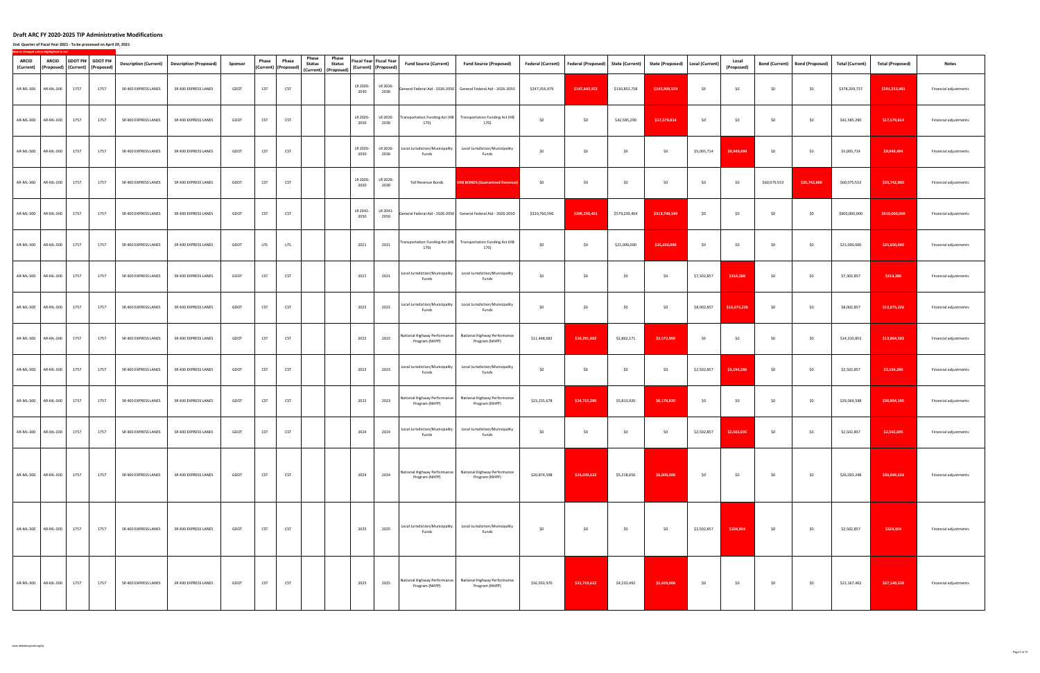# Draft ARC FY 2020-2025 TIP Administrative Modifications

**2nd Quarter of Fiscal Year 2021 - To be processed on April 29, 2021**

New or changed values highlighted in red

| ARCID (Current) | ARCID (Proposed) | GDOT PI# (Current) | GDOT PI# (Proposed) | Description (Current) | Description (Proposed) | Sponsor | Phase (Current) | Phase (Proposed) | Phase Status (Current) | Phase Status (Proposed) | Fiscal Year (Current) | Fiscal Year (Proposed) | Fund Source (Current) | Fund Source (Proposed) | Federal (Current) | Federal (Proposed) | State (Current) | State (Proposed) | Local (Current) | Local (Proposed) | Bond (Current) | Bond (Proposed) | Total (Current) | Total (Proposed) | Notes |
|---|---|---|---|---|---|---|---|---|---|---|---|---|---|---|---|---|---|---|---|---|---|---|---|---|---|
| AR-ML-300 | AR-ML-300 | 1757 | 1757 | SR 400 EXPRESS LANES | SR 400 EXPRESS LANES | GDOT | CST | CST | | | LR 2026-2030 | LR 2026-2030 | General Federal Aid - 2026-2050 | General Federal Aid - 2026-2050 | $247,356,979 | $147,643,922 | $130,852,758 | $143,909,559 | $0 | $0 | $0 | $0 | $378,209,737 | $291,553,481 | Financial adjustments |
| AR-ML-300 | AR-ML-300 | 1757 | 1757 | SR 400 EXPRESS LANES | SR 400 EXPRESS LANES | GDOT | CST | CST | | | LR 2026-2030 | LR 2026-2030 | Transportation Funding Act (HB 170) | Transportation Funding Act (HB 170) | $0 | $0 | $42,585,290 | $17,579,814 | $0 | $0 | $0 | $0 | $42,585,290 | $17,579,814 | Financial adjustments |
| AR-ML-300 | AR-ML-300 | 1757 | 1757 | SR 400 EXPRESS LANES | SR 400 EXPRESS LANES | GDOT | CST | CST | | | LR 2026-2030 | LR 2026-2030 | Local Jurisdiction/Municipality Funds | Local Jurisdiction/Municipality Funds | $0 | $0 | $0 | $0 | $5,005,714 | $9,949,494 | $0 | $0 | $5,005,714 | $9,949,494 | Financial adjustments |
| AR-ML-300 | AR-ML-300 | 1757 | 1757 | SR 400 EXPRESS LANES | SR 400 EXPRESS LANES | GDOT | CST | CST | | | LR 2026-2030 | LR 2026-2030 | Toll Revenue Bonds | GRB BONDS (Guaranteed Revenue) | $0 | $0 | $0 | $0 | $0 | $0 | $60,075,553 | $35,742,800 | $60,075,553 | $35,742,800 | Financial adjustments |
| AR-ML-300 | AR-ML-300 | 1757 | 1757 | SR 400 EXPRESS LANES | SR 400 EXPRESS LANES | GDOT | CST | CST | | | LR 2041-2050 | LR 2041-2050 | General Federal Aid - 2026-2050 | General Federal Aid - 2026-2050 | $320,760,596 | $296,250,451 | $579,239,404 | $513,749,549 | $0 | $0 | $0 | $0 | $900,000,000 | $810,000,000 | Financial adjustments |
| AR-ML-300 | AR-ML-300 | 1757 | 1757 | SR 400 EXPRESS LANES | SR 400 EXPRESS LANES | GDOT | UTL | UTL | | | 2021 | 2021 | Transportation Funding Act (HB 170) | Transportation Funding Act (HB 170) | $0 | $0 | $21,000,000 | $25,650,000 | $0 | $0 | $0 | $0 | $21,000,000 | $25,650,000 | Financial adjustments |
| AR-ML-300 | AR-ML-300 | 1757 | 1757 | SR 400 EXPRESS LANES | SR 400 EXPRESS LANES | GDOT | CST | CST | | | 2021 | 2021 | Local Jurisdiction/Municipality Funds | Local Jurisdiction/Municipality Funds | $0 | $0 | $0 | $0 | $7,302,857 | $214,286 | $0 | $0 | $7,302,857 | $214,286 | Financial adjustments |
| AR-ML-300 | AR-ML-300 | 1757 | 1757 | SR 400 EXPRESS LANES | SR 400 EXPRESS LANES | GDOT | CST | CST | | | 2022 | 2022 | Local Jurisdiction/Municipality Funds | Local Jurisdiction/Municipality Funds | $0 | $0 | $0 | $0 | $8,002,857 | $12,075,226 | $0 | $0 | $8,002,857 | $12,075,226 | Financial adjustments |
| AR-ML-300 | AR-ML-300 | 1757 | 1757 | SR 400 EXPRESS LANES | SR 400 EXPRESS LANES | GDOT | CST | CST | | | 2022 | 2022 | National Highway Performance Program (NHPP) | National Highway Performance Program (NHPP) | $11,448,682 | $10,291,602 | $2,862,171 | $2,572,900 | $0 | $0 | $0 | $0 | $14,310,853 | $12,864,502 | Financial adjustments |
| AR-ML-300 | AR-ML-300 | 1757 | 1757 | SR 400 EXPRESS LANES | SR 400 EXPRESS LANES | GDOT | CST | CST | | | 2023 | 2023 | Local Jurisdiction/Municipality Funds | Local Jurisdiction/Municipality Funds | $0 | $0 | $0 | $0 | $2,502,857 | $3,194,286 | $0 | $0 | $2,502,857 | $3,194,286 | Financial adjustments |
| AR-ML-300 | AR-ML-300 | 1757 | 1757 | SR 400 EXPRESS LANES | SR 400 EXPRESS LANES | GDOT | CST | CST | | | 2023 | 2023 | National Highway Performance Program (NHPP) | National Highway Performance Program (NHPP) | $23,255,678 | $24,715,280 | $5,813,920 | $6,178,820 | $0 | $0 | $0 | $0 | $29,069,598 | $30,894,100 | Financial adjustments |
| AR-ML-300 | AR-ML-300 | 1757 | 1757 | SR 400 EXPRESS LANES | SR 400 EXPRESS LANES | GDOT | CST | CST | | | 2024 | 2024 | Local Jurisdiction/Municipality Funds | Local Jurisdiction/Municipality Funds | $0 | $0 | $0 | $0 | $2,502,857 | $2,302,695 | $0 | $0 | $2,502,857 | $2,302,695 | Financial adjustments |
| AR-ML-300 | AR-ML-300 | 1757 | 1757 | SR 400 EXPRESS LANES | SR 400 EXPRESS LANES | GDOT | CST | CST | | | 2024 | 2024 | National Highway Performance Program (NHPP) | National Highway Performance Program (NHPP) | $20,874,598 | $24,039,622 | $5,218,650 | $6,009,906 | $0 | $0 | $0 | $0 | $26,093,248 | $30,049,528 | Financial adjustments |
| AR-ML-300 | AR-ML-300 | 1757 | 1757 | SR 400 EXPRESS LANES | SR 400 EXPRESS LANES | GDOT | CST | CST | | | 2025 | 2025 | Local Jurisdiction/Municipality Funds | Local Jurisdiction/Municipality Funds | $0 | $0 | $0 | $0 | $2,502,857 | $324,954 | $0 | $0 | $2,502,857 | $324,954 | Financial adjustments |
| AR-ML-300 | AR-ML-300 | 1757 | 1757 | SR 400 EXPRESS LANES | SR 400 EXPRESS LANES | GDOT | CST | CST | | | 2025 | 2025 | National Highway Performance Program (NHPP) | National Highway Performance Program (NHPP) | $16,933,970 | $21,719,622 | $4,233,492 | $5,429,906 | $0 | $0 | $0 | $0 | $21,167,462 | $27,149,528 | Financial adjustments |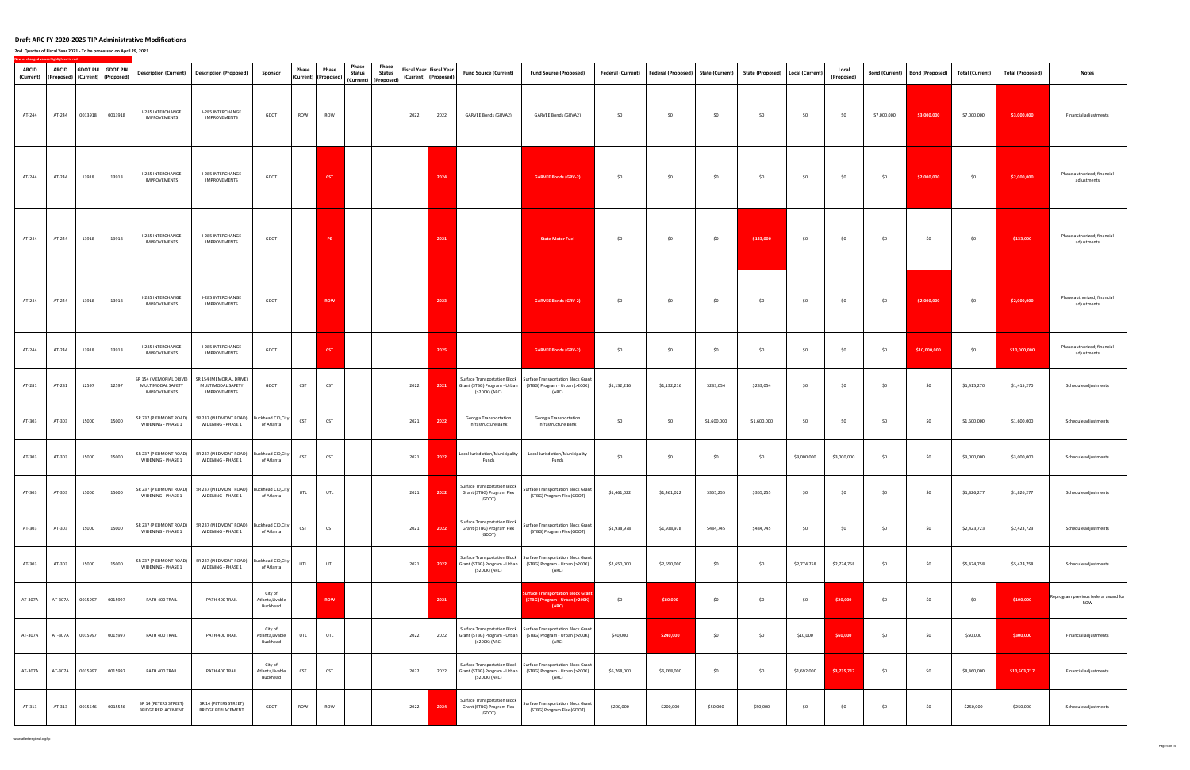# Draft ARC FY 2020-2025 TIP Administrative Modifications

**2nd Quarter of Fiscal Year 2021 - To be processed on April 29, 2021**

New or changed values highlighted in red

| ARCID (Current) | ARCID (Proposed) | GDOT PI# (Current) | GDOT PI# (Proposed) | Description (Current) | Description (Proposed) | Sponsor | Phase (Current) | Phase (Proposed) | Phase Status (Current) | Phase Status (Proposed) | Fiscal Year (Current) | Fiscal Year (Proposed) | Fund Source (Current) | Fund Source (Proposed) | Federal (Current) | Federal (Proposed) | State (Current) | State (Proposed) | Local (Current) | Local (Proposed) | Bond (Current) | Bond (Proposed) | Total (Current) | Total (Proposed) | Notes |
|---|---|---|---|---|---|---|---|---|---|---|---|---|---|---|---|---|---|---|---|---|---|---|---|---|---|
| AT-244 | AT-244 | 0013918 | 0013918 | I-285 INTERCHANGE IMPROVEMENTS | I-285 INTERCHANGE IMPROVEMENTS | GDOT | ROW | ROW | | | 2022 | 2022 | GARVEE Bonds (GRVA2) | GARVEE Bonds (GRVA2) | $0 | $0 | $0 | $0 | $0 | $0 | $7,000,000 | $3,000,000 | $7,000,000 | $3,000,000 | Financial adjustments |
| AT-244 | AT-244 | 13918 | 13918 | I-285 INTERCHANGE IMPROVEMENTS | I-285 INTERCHANGE IMPROVEMENTS | GDOT | | CST | | | | 2024 | | GARVEE Bonds (GRV-2) | $0 | $0 | $0 | $0 | $0 | $0 | $0 | $2,000,000 | $0 | $2,000,000 | Phase authorized; financial adjustments |
| AT-244 | AT-244 | 13918 | 13918 | I-285 INTERCHANGE IMPROVEMENTS | I-285 INTERCHANGE IMPROVEMENTS | GDOT | | PE | | | | 2021 | | State Motor Fuel | $0 | $0 | $0 | $133,000 | $0 | $0 | $0 | $0 | $0 | $133,000 | Phase authorized; financial adjustments |
| AT-244 | AT-244 | 13918 | 13918 | I-285 INTERCHANGE IMPROVEMENTS | I-285 INTERCHANGE IMPROVEMENTS | GDOT | | ROW | | | | 2023 | | GARVEE Bonds (GRV-2) | $0 | $0 | $0 | $0 | $0 | $0 | $0 | $2,000,000 | $0 | $2,000,000 | Phase authorized; financial adjustments |
| AT-244 | AT-244 | 13918 | 13918 | I-285 INTERCHANGE IMPROVEMENTS | I-285 INTERCHANGE IMPROVEMENTS | GDOT | | CST | | | | 2025 | | GARVEE Bonds (GRV-2) | $0 | $0 | $0 | $0 | $0 | $0 | $0 | $10,000,000 | $0 | $10,000,000 | Phase authorized; financial adjustments |
| AT-281 | AT-281 | 12597 | 12597 | SR 154 (MEMORIAL DRIVE) MULTIMODAL SAFETY IMPROVEMENTS | SR 154 (MEMORIAL DRIVE) MULTIMODAL SAFETY IMPROVEMENTS | GDOT | CST | CST | | | 2022 | 2021 | Surface Transportation Block Grant (STBG) Program - Urban (>200K) (ARC) | Surface Transportation Block Grant (STBG) Program - Urban (>200K) (ARC) | $1,132,216 | $1,132,216 | $283,054 | $283,054 | $0 | $0 | $0 | $0 | $1,415,270 | $1,415,270 | Schedule adjustments |
| AT-303 | AT-303 | 15000 | 15000 | SR 237 (PIEDMONT ROAD) WIDENING - PHASE 1 | SR 237 (PIEDMONT ROAD) WIDENING - PHASE 1 | Buckhead CID,City of Atlanta | CST | CST | | | 2021 | 2022 | Georgia Transportation Infrastructure Bank | Georgia Transportation Infrastructure Bank | $0 | $0 | $1,600,000 | $1,600,000 | $0 | $0 | $0 | $0 | $1,600,000 | $1,600,000 | Schedule adjustments |
| AT-303 | AT-303 | 15000 | 15000 | SR 237 (PIEDMONT ROAD) WIDENING - PHASE 1 | SR 237 (PIEDMONT ROAD) WIDENING - PHASE 1 | Buckhead CID,City of Atlanta | CST | CST | | | 2021 | 2022 | Local Jurisdiction/Municipality Funds | Local Jurisdiction/Municipality Funds | $0 | $0 | $0 | $0 | $3,000,000 | $3,000,000 | $0 | $0 | $3,000,000 | $3,000,000 | Schedule adjustments |
| AT-303 | AT-303 | 15000 | 15000 | SR 237 (PIEDMONT ROAD) WIDENING - PHASE 1 | SR 237 (PIEDMONT ROAD) WIDENING - PHASE 1 | Buckhead CID,City of Atlanta | UTL | UTL | | | 2021 | 2022 | Surface Transportation Block Grant (STBG) Program Flex (GDOT) | Surface Transportation Block Grant (STBG) Program Flex (GDOT) | $1,461,022 | $1,461,022 | $365,255 | $365,255 | $0 | $0 | $0 | $0 | $1,826,277 | $1,826,277 | Schedule adjustments |
| AT-303 | AT-303 | 15000 | 15000 | SR 237 (PIEDMONT ROAD) WIDENING - PHASE 1 | SR 237 (PIEDMONT ROAD) WIDENING - PHASE 1 | Buckhead CID,City of Atlanta | CST | CST | | | 2021 | 2022 | Surface Transportation Block Grant (STBG) Program Flex (GDOT) | Surface Transportation Block Grant (STBG) Program Flex (GDOT) | $1,938,978 | $1,938,978 | $484,745 | $484,745 | $0 | $0 | $0 | $0 | $2,423,723 | $2,423,723 | Schedule adjustments |
| AT-303 | AT-303 | 15000 | 15000 | SR 237 (PIEDMONT ROAD) WIDENING - PHASE 1 | SR 237 (PIEDMONT ROAD) WIDENING - PHASE 1 | Buckhead CID,City of Atlanta | UTL | UTL | | | 2021 | 2022 | Surface Transportation Block Grant (STBG) Program - Urban (>200K) (ARC) | Surface Transportation Block Grant (STBG) Program - Urban (>200K) (ARC) | $2,650,000 | $2,650,000 | $0 | $0 | $2,774,758 | $2,774,758 | $0 | $0 | $5,424,758 | $5,424,758 | Schedule adjustments |
| AT-307A | AT-307A | 0015997 | 0015997 | PATH 400 TRAIL | PATH 400 TRAIL | City of Atlanta,Livable Buckhead | | ROW | | | | 2021 | | Surface Transportation Block Grant (STBG) Program - Urban (>200K) (ARC) | $0 | $80,000 | $0 | $0 | $0 | $20,000 | $0 | $0 | $0 | $100,000 | Reprogram previous federal award for ROW |
| AT-307A | AT-307A | 0015997 | 0015997 | PATH 400 TRAIL | PATH 400 TRAIL | City of Atlanta,Livable Buckhead | UTL | UTL | | | 2022 | 2022 | Surface Transportation Block Grant (STBG) Program - Urban (>200K) (ARC) | Surface Transportation Block Grant (STBG) Program - Urban (>200K) (ARC) | $40,000 | $240,000 | $0 | $0 | $10,000 | $60,000 | $0 | $0 | $50,000 | $300,000 | Financial adjustments |
| AT-307A | AT-307A | 0015997 | 0015997 | PATH 400 TRAIL | PATH 400 TRAIL | City of Atlanta,Livable Buckhead | CST | CST | | | 2022 | 2022 | Surface Transportation Block Grant (STBG) Program - Urban (>200K) (ARC) | Surface Transportation Block Grant (STBG) Program - Urban (>200K) (ARC) | $6,768,000 | $6,768,000 | $0 | $0 | $1,692,000 | $3,735,717 | $0 | $0 | $8,460,000 | $10,503,717 | Financial adjustments |
| AT-313 | AT-313 | 0015546 | 0015546 | SR 14 (PETERS STREET) BRIDGE REPLACEMENT | SR 14 (PETERS STREET) BRIDGE REPLACEMENT | GDOT | ROW | ROW | | | 2022 | 2024 | Surface Transportation Block Grant (STBG) Program Flex (GDOT) | Surface Transportation Block Grant (STBG) Program Flex (GDOT) | $200,000 | $200,000 | $50,000 | $50,000 | $0 | $0 | $0 | $0 | $250,000 | $250,000 | Schedule adjustments |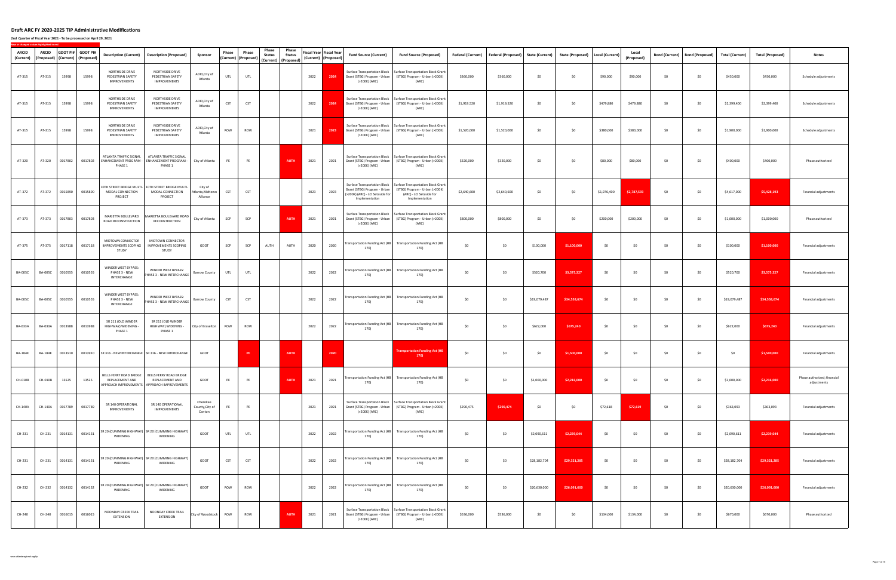# Draft ARC FY 2020-2025 TIP Administrative Modifications

**2nd Quarter of Fiscal Year 2021 - To be processed on April 29, 2021**

New or changed values highlighted in red

| ARCID (Current) | ARCID (Proposed) | GDOT PI# (Current) | GDOT PI# (Proposed) | Description (Current) | Description (Proposed) | Sponsor | Phase (Current) | Phase (Proposed) | Phase Status (Current) | Phase Status (Proposed) | Fiscal Year (Current) | Fiscal Year (Proposed) | Fund Source (Current) | Fund Source (Proposed) | Federal (Current) | Federal (Proposed) | State (Current) | State (Proposed) | Local (Current) | Local (Proposed) | Bond (Current) | Bond (Proposed) | Total (Current) | Total (Proposed) | Notes |
|---|---|---|---|---|---|---|---|---|---|---|---|---|---|---|---|---|---|---|---|---|---|---|---|---|---|
| AT-315 | AT-315 | 15998 | 15998 | NORTHSIDE DRIVE PEDESTRIAN SAFETY IMPROVEMENTS | NORTHSIDE DRIVE PEDESTRIAN SAFETY IMPROVEMENTS | ADID,City of Atlanta | UTL | UTL | | | 2022 | 2024 | Surface Transportation Block Grant (STBG) Program - Urban (>200K) (ARC) | Surface Transportation Block Grant (STBG) Program - Urban (>200K) (ARC) | $360,000 | $360,000 | $0 | $0 | $90,000 | $90,000 | $0 | $0 | $450,000 | $450,000 | Schedule adjustments |
| AT-315 | AT-315 | 15998 | 15998 | NORTHSIDE DRIVE PEDESTRIAN SAFETY IMPROVEMENTS | NORTHSIDE DRIVE PEDESTRIAN SAFETY IMPROVEMENTS | ADID,City of Atlanta | CST | CST | | | 2022 | 2024 | Surface Transportation Block Grant (STBG) Program - Urban (>200K) (ARC) | Surface Transportation Block Grant (STBG) Program - Urban (>200K) (ARC) | $1,919,520 | $1,919,520 | $0 | $0 | $479,880 | $479,880 | $0 | $0 | $2,399,400 | $2,399,400 | Schedule adjustments |
| AT-315 | AT-315 | 15998 | 15998 | NORTHSIDE DRIVE PEDESTRIAN SAFETY IMPROVEMENTS | NORTHSIDE DRIVE PEDESTRIAN SAFETY IMPROVEMENTS | ADID,City of Atlanta | ROW | ROW | | | 2021 | 2023 | Surface Transportation Block Grant (STBG) Program - Urban (>200K) (ARC) | Surface Transportation Block Grant (STBG) Program - Urban (>200K) (ARC) | $1,520,000 | $1,520,000 | $0 | $0 | $380,000 | $380,000 | $0 | $0 | $1,900,000 | $1,900,000 | Schedule adjustments |
| AT-320 | AT-320 | 0017802 | 0017802 | ATLANTA TRAFFIC SIGNAL ENHANCEMENT PROGRAM - PHASE 1 | ATLANTA TRAFFIC SIGNAL ENHANCEMENT PROGRAM - PHASE 1 | City of Atlanta | PE | PE | | AUTH | 2021 | 2021 | Surface Transportation Block Grant (STBG) Program - Urban (>200K) (ARC) | Surface Transportation Block Grant (STBG) Program - Urban (>200K) (ARC) | $320,000 | $320,000 | $0 | $0 | $80,000 | $80,000 | $0 | $0 | $400,000 | $400,000 | Phase authorized |
| AT-372 | AT-372 | 0015890 | 0015890 | 10TH STREET BRIDGE MULTI-MODAL CONNECTION PROJECT | 10TH STREET BRIDGE MULTI-MODAL CONNECTION PROJECT | City of Atlanta,Midtown Alliance | CST | CST | | | 2023 | 2023 | Surface Transportation Block Grant (STBG) Program - Urban (>200K) (ARC) - LCI Setaside for Implementation | Surface Transportation Block Grant (STBG) Program - Urban (>200K) (ARC) - LCI Setaside for Implementation | $2,640,600 | $2,640,600 | $0 | $0 | $1,976,400 | $2,787,593 | $0 | $0 | $4,617,000 | $5,428,193 | Financial adjustments |
| AT-373 | AT-373 | 0017803 | 0017803 | MARIETTA BOULEVARD ROAD RECONSTRUCTION | MARIETTA BOULEVARD ROAD RECONSTRUCTION | City of Atlanta | SCP | SCP | | AUTH | 2021 | 2021 | Surface Transportation Block Grant (STBG) Program - Urban (>200K) (ARC) | Surface Transportation Block Grant (STBG) Program - Urban (>200K) (ARC) | $800,000 | $800,000 | $0 | $0 | $200,000 | $200,000 | $0 | $0 | $1,000,000 | $1,000,000 | Phase authorized |
| AT-375 | AT-375 | 0017118 | 0017118 | MIDTOWN CONNECTOR IMPROVEMENTS SCOPING STUDY | MIDTOWN CONNECTOR IMPROVEMENTS SCOPING STUDY | GDOT | SCP | SCP | AUTH | AUTH | 2020 | 2020 | Transportation Funding Act (HB 170) | Transportation Funding Act (HB 170) | $0 | $0 | $100,000 | $1,100,000 | $0 | $0 | $0 | $0 | $100,000 | $1,100,000 | Financial adjustments |
| BA-005C | BA-005C | 0010555 | 0010555 | WINDER WEST BYPASS: PHASE 3 - NEW INTERCHANGE | WINDER WEST BYPASS: PHASE 3 - NEW INTERCHANGE | Barrow County | UTL | UTL | | | 2022 | 2022 | Transportation Funding Act (HB 170) | Transportation Funding Act (HB 170) | $0 | $0 | $520,700 | $3,575,327 | $0 | $0 | $0 | $0 | $520,700 | $3,575,327 | Financial adjustments |
| BA-005C | BA-005C | 0010555 | 0010555 | WINDER WEST BYPASS: PHASE 3 - NEW INTERCHANGE | WINDER WEST BYPASS: PHASE 3 - NEW INTERCHANGE | Barrow County | CST | CST | | | 2022 | 2022 | Transportation Funding Act (HB 170) | Transportation Funding Act (HB 170) | $0 | $0 | $19,079,487 | $34,558,674 | $0 | $0 | $0 | $0 | $19,079,487 | $34,558,674 | Financial adjustments |
| BA-033A | BA-033A | 0013988 | 0013988 | SR 211 (OLD WINDER HIGHWAY) WIDENING - PHASE 1 | SR 211 (OLD WINDER HIGHWAY) WIDENING - PHASE 1 | City of Braselton | ROW | ROW | | | 2022 | 2022 | Transportation Funding Act (HB 170) | Transportation Funding Act (HB 170) | $0 | $0 | $622,000 | $675,240 | $0 | $0 | $0 | $0 | $622,000 | $675,240 | Financial adjustments |
| BA-184K | BA-184K | 0013910 | 0013910 | SR 316 - NEW INTERCHANGE | SR 316 - NEW INTERCHANGE | GDOT | | PE | | AUTH | | 2020 | | Transportation Funding Act (HB 170) | $0 | $0 | $0 | $1,500,000 | $0 | $0 | $0 | $0 | $0 | $1,500,000 | Financial adjustments |
| CH-010B | CH-010B | 13525 | 13525 | BELLS FERRY ROAD BRIDGE REPLACEMENT AND APPROACH IMPROVEMENTS | BELLS FERRY ROAD BRIDGE REPLACEMENT AND APPROACH IMPROVEMENTS | GDOT | PE | PE | | AUTH | 2021 | 2021 | Transportation Funding Act (HB 170) | Transportation Funding Act (HB 170) | $0 | $0 | $1,000,000 | $2,216,000 | $0 | $0 | $0 | $0 | $1,000,000 | $2,216,000 | Phase authorized; financial adjustments |
| CH-140A | CH-140A | 0017789 | 0017789 | SR 140 OPERATIONAL IMPROVEMENTS | SR 140 OPERATIONAL IMPROVEMENTS | Cherokee County,City of Canton | PE | PE | | | 2021 | 2021 | Surface Transportation Block Grant (STBG) Program - Urban (>200K) (ARC) | Surface Transportation Block Grant (STBG) Program - Urban (>200K) (ARC) | $290,475 | $290,474 | $0 | $0 | $72,618 | $72,619 | $0 | $0 | $363,093 | $363,093 | Financial adjustments |
| CH-231 | CH-231 | 0014131 | 0014131 | SR 20 (CUMMING HIGHWAY) WIDENING | SR 20 (CUMMING HIGHWAY) WIDENING | GDOT | UTL | UTL | | | 2022 | 2022 | Transportation Funding Act (HB 170) | Transportation Funding Act (HB 170) | $0 | $0 | $2,090,611 | $2,239,044 | $0 | $0 | $0 | $0 | $2,090,611 | $2,239,044 | Financial adjustments |
| CH-231 | CH-231 | 0014131 | 0014131 | SR 20 (CUMMING HIGHWAY) WIDENING | SR 20 (CUMMING HIGHWAY) WIDENING | GDOT | CST | CST | | | 2022 | 2022 | Transportation Funding Act (HB 170) | Transportation Funding Act (HB 170) | $0 | $0 | $28,182,704 | $29,321,285 | $0 | $0 | $0 | $0 | $28,182,704 | $29,321,285 | Financial adjustments |
| CH-232 | CH-232 | 0014132 | 0014132 | SR 20 (CUMMING HIGHWAY) WIDENING | SR 20 (CUMMING HIGHWAY) WIDENING | GDOT | ROW | ROW | | | 2022 | 2022 | Transportation Funding Act (HB 170) | Transportation Funding Act (HB 170) | $0 | $0 | $20,630,000 | $26,091,600 | $0 | $0 | $0 | $0 | $20,630,000 | $26,091,600 | Financial adjustments |
| CH-240 | CH-240 | 0016015 | 0016015 | NOONDAY CREEK TRAIL EXTENSION | NOONDAY CREEK TRAIL EXTENSION | City of Woodstock | ROW | ROW | | AUTH | 2021 | 2021 | Surface Transportation Block Grant (STBG) Program - Urban (>200K) (ARC) | Surface Transportation Block Grant (STBG) Program - Urban (>200K) (ARC) | $536,000 | $536,000 | $0 | $0 | $134,000 | $134,000 | $0 | $0 | $670,000 | $670,000 | Phase authorized |

www.atlantaregional.org/tip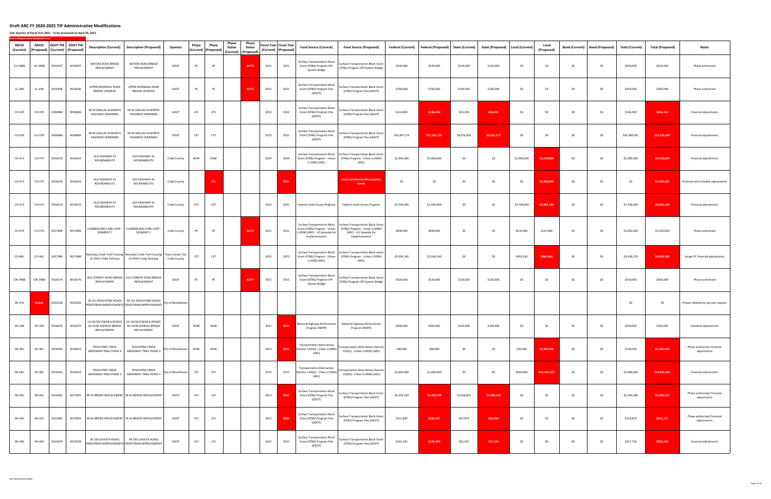# Draft ARC FY 2020-2025 TIP Administrative Modifications

**2nd Quarter of Fiscal Year 2021 - To be processed on April 29, 2021**

New or changed values highlighted in red

| ARCID (Current) | ARCID (Proposed) | GDOT PI# (Current) | GDOT PI# (Proposed) | Description (Current) | Description (Proposed) | Sponsor | Phase (Current) | Phase (Proposed) | Phase Status (Current) | Phase Status (Proposed) | Fiscal Year (Current) | Fiscal Year (Proposed) | Fund Source (Current) | Fund Source (Proposed) | Federal (Current) | Federal (Proposed) | State (Current) | State (Proposed) | Local (Current) | Local (Proposed) | Bond (Current) | Bond (Proposed) | Total (Current) | Total (Proposed) | Notes |
|---|---|---|---|---|---|---|---|---|---|---|---|---|---|---|---|---|---|---|---|---|---|---|---|---|---|
| CH-348B | CH-348B | 0016597 | 0016597 | WATERS ROAD BRIDGE REPLACEMENT | WATERS ROAD BRIDGE REPLACEMENT | GDOT | PE | PE | | AUTH | 2021 | 2021 | Surface Transportation Block Grant (STBG) Program Off-System Bridge | Surface Transportation Block Grant (STBG) Program Off-System Bridge | $520,000 | $520,000 | $130,000 | $130,000 | $0 | $0 | $0 | $0 | $650,000 | $650,000 | Phase authorized |
| CL-348 | CL-348 | 0016606 | 0016606 | UPPER RIVERDALE ROAD BRIDGE UPGRADE | UPPER RIVERDALE ROAD BRIDGE UPGRADE | GDOT | PE | PE | | AUTH | 2021 | 2021 | Surface Transportation Block Grant (STBG) Program Flex (GDOT) | Surface Transportation Block Grant (STBG) Program Flex (GDOT) | $760,000 | $760,000 | $190,000 | $190,000 | $0 | $0 | $0 | $0 | $950,000 | $950,000 | Phase authorized |
| CO-329 | CO-329 | 0006866 | 0006866 | SR 92 (DALLAS ACWORTH HIGHWAY) WIDENING | SR 92 (DALLAS ACWORTH HIGHWAY) WIDENING | GDOT | UTL | UTL | | | 2022 | 2022 | Surface Transportation Block Grant (STBG) Program Flex (GDOT) | Surface Transportation Block Grant (STBG) Program Flex (GDOT) | $116,800 | $184,090 | $29,200 | $46,022 | $0 | $0 | $0 | $0 | $146,000 | $230,112 | Financial adjustments |
| CO-329 | CO-329 | 0006866 | 0006866 | SR 92 (DALLAS ACWORTH HIGHWAY) WIDENING | SR 92 (DALLAS ACWORTH HIGHWAY) WIDENING | GDOT | CST | CST | | | 2022 | 2022 | Surface Transportation Block Grant (STBG) Program Flex (GDOT) | Surface Transportation Block Grant (STBG) Program Flex (GDOT) | $16,307,273 | $17,341,110 | $4,076,818 | $4,335,277 | $0 | $0 | $0 | $0 | $20,384,091 | $21,676,387 | Financial adjustments |
| CO-473 | CO-473 | 0016410 | 0016410 | OLD HIGHWAY 41 ROUNDABOUTS | OLD HIGHWAY 41 ROUNDABOUTS | Cobb County | ROW | ROW | | | 2024 | 2024 | Surface Transportation Block Grant (STBG) Program - Urban (>200K) (ARC) | Surface Transportation Block Grant (STBG) Program - Urban (>200K) (ARC) | $2,400,000 | $2,400,000 | $0 | $0 | $2,900,000 | $2,150,000 | $0 | $0 | $5,300,000 | $4,550,000 | Financial adjustments |
| CO-473 | CO-473 | 0016410 | 0016410 | OLD HIGHWAY 41 ROUNDABOUTS | OLD HIGHWAY 41 ROUNDABOUTS | Cobb County | | UTL | | | | 2025 | | Local Jurisdiction/Municipality Funds | $0 | $0 | $0 | $0 | $0 | $2,000,000 | $0 | $0 | $0 | $2,000,000 | Financial and schedule adjustments |
| CO-473 | CO-473 | 0016410 | 0016410 | OLD HIGHWAY 41 ROUNDABOUTS | OLD HIGHWAY 41 ROUNDABOUTS | Cobb County | CST | CST | | | 2025 | 2025 | Federal Lands Access Program | Federal Lands Access Program | $2,500,000 | $2,500,000 | $0 | $0 | $4,728,000 | $5,981,136 | $0 | $0 | $7,228,000 | $8,481,136 | Financial adjustments |
| CO-474 | CO-474 | 0017806 | 0017806 | CUMBERLAND CORE LOOP - SEGMENT C | CUMBERLAND CORE LOOP - SEGMENT C | Cobb County | PE | PE | | AUTH | 2021 | 2021 | Surface Transportation Block Grant (STBG) Program - Urban (>200K) (ARC) - LCI Setaside for Implementation | Surface Transportation Block Grant (STBG) Program - Urban (>200K) (ARC) - LCI Setaside for Implementation | $840,000 | $840,000 | $0 | $0 | $210,000 | $210,000 | $0 | $0 | $1,050,000 | $1,050,000 | Phase authorized |
| CO-481 | CO-481 | 0017989 | 0017989 | Noonday Creek Trail Crossing of US41/ Cobb Parkway | Noonday Creek Trail Crossing of US41/ Cobb Parkway | Town Center CID, Cobb County | CST | CST | | | 2025 | 2025 | Surface Transportation Block Grant (STBG) Program - Urban (>200K) (ARC) | Surface Transportation Block Grant (STBG) Program - Urban (>200K) (ARC) | $3,936,240 | $3,936,240 | $0 | $0 | $492,030 | $984,060 | $0 | $0 | $4,428,270 | $4,920,300 | Assign PI, financial adjustments |
| CW-348B | CW-348B | 0016576 | 0016576 | OLD CORINTH ROAD BRIDGE REPLACEMENT | OLD CORINTH ROAD BRIDGE REPLACEMENT | GDOT | PE | PE | | AUTH | 2021 | 2021 | Surface Transportation Block Grant (STBG) Program Off-System Bridge | Surface Transportation Block Grant (STBG) Program Off-System Bridge | $520,000 | $520,000 | $130,000 | $130,000 | $0 | $0 | $0 | $0 | $650,000 | $650,000 | Phase authorized |
| DK-376 | Delete | 0010326 | 0010326 | SR 141 (PEACHTREE ROAD) PEDESTRIAN IMPROVEMENTS | SR 141 (PEACHTREE ROAD) PEDESTRIAN IMPROVEMENTS | City of Brookhaven | | | | | | | | | | | | | | | | | $0 | $0 | Project deleted by sponsor request |
| DK-348 | DK-348 | 0016475 | 0016475 | US 29/78/278/SR 8 (PONCE DE LEON AVENUE) BRIDGE REPLACEMENT | US 29/78/278/SR 8 (PONCE DE LEON AVENUE) BRIDGE REPLACEMENT | GDOT | ROW | ROW | | | 2021 | 2024 | National Highway Performance Program (NHPP) | National Highway Performance Program (NHPP) | $400,000 | $400,000 | $100,000 | $100,000 | $0 | $0 | $0 | $0 | $500,000 | $500,000 | Schedule adjustments |
| DK-381 | DK-381 | 0016053 | 0016053 | PEACHTREE CREEK GREENWAY TRAIL PHASE II | PEACHTREE CREEK GREENWAY TRAIL PHASE II | City of Brookhaven | ROW | ROW | | | 2023 | 2022 | Transportation Alternatives (Section 133(h)) - Urban (>200K) (ARC) | Transportation Alternatives (Section 133(h)) - Urban (>200K) (ARC) | $80,000 | $80,000 | $0 | $0 | $20,000 | $5,402,000 | $0 | $0 | $100,000 | $5,482,000 | Phase authorized; financial adjustments |
| DK-381 | DK-381 | 0016053 | 0016053 | PEACHTREE CREEK GREENWAY TRAIL PHASE II | PEACHTREE CREEK GREENWAY TRAIL PHASE II | City of Brookhaven | CST | CST | | | 2025 | 2025 | Transportation Alternatives (Section 133(h)) - Urban (>200K) (ARC) | Transportation Alternatives (Section 133(h)) - Urban (>200K) (ARC) | $2,400,000 | $2,400,000 | $0 | $0 | $600,000 | $16,591,353 | $0 | $0 | $3,000,000 | $18,991,353 | Financial adjustments |
| DK-442 | DK-442 | 0013991 | 0013991 | SR 42 BRIDGE REPLACEMENT | SR 42 BRIDGE REPLACEMENT | GDOT | CST | CST | | | 2021 | 2022 | Surface Transportation Block Grant (STBG) Program Flex (GDOT) | Surface Transportation Block Grant (STBG) Program Flex (GDOT) | $4,235,429 | $4,320,138 | $1,058,857 | $1,080,034 | $0 | $0 | $0 | $0 | $5,294,286 | $5,400,172 | Phase authorized; financial adjustments |
| DK-442 | DK-442 | 0013991 | 0013991 | SR 42 BRIDGE REPLACEMENT | SR 42 BRIDGE REPLACEMENT | GDOT | UTL | UTL | | | 2021 | 2022 | Surface Transportation Block Grant (STBG) Program Flex (GDOT) | Surface Transportation Block Grant (STBG) Program Flex (GDOT) | $251,899 | $256,937 | $62,975 | $64,234 | $0 | $0 | $0 | $0 | $314,874 | $321,171 | Phase authorized; financial adjustments |
| DK-443 | DK-443 | 0015629 | 0015629 | SR 236 (LAVISTA ROAD) PEDESTRIAN IMPROVEMENTS | SR 236 (LAVISTA ROAD) PEDESTRIAN IMPROVEMENTS | GDOT | UTL | UTL | | | 2022 | 2022 | Surface Transportation Block Grant (STBG) Program Flex (GDOT) | Surface Transportation Block Grant (STBG) Program Flex (GDOT) | $262,181 | $228,480 | $65,545 | $57,120 | $0 | $0 | $0 | $0 | $327,726 | $285,600 | Financial adjustments |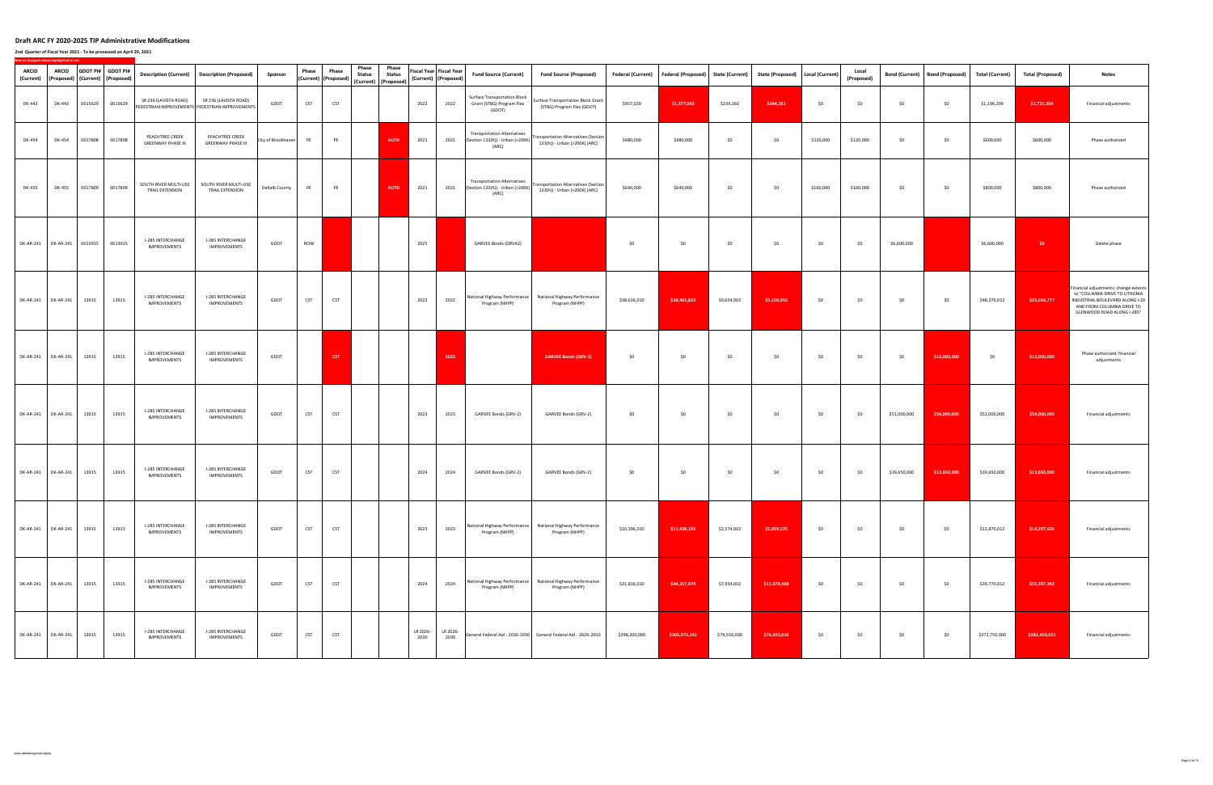# Draft ARC FY 2020-2025 TIP Administrative Modifications

**2nd Quarter of Fiscal Year 2021 - To be processed on April 29, 2021**

New or changed values highlighted in red

| ARCID (Current) | ARCID (Proposed) | GDOT PI# (Current) | GDOT PI# (Proposed) | Description (Current) | Description (Proposed) | Sponsor | Phase (Current) | Phase (Proposed) | Phase Status (Current) | Phase Status (Proposed) | Fiscal Year (Current) | Fiscal Year (Proposed) | Fund Source (Current) | Fund Source (Proposed) | Federal (Current) | Federal (Proposed) | State (Current) | State (Proposed) | Local (Current) | Local (Proposed) | Bond (Current) | Bond (Proposed) | Total (Current) | Total (Proposed) | Notes |
|---|---|---|---|---|---|---|---|---|---|---|---|---|---|---|---|---|---|---|---|---|---|---|---|---|---|
| DK-443 | DK-443 | 0015629 | 0015629 | SR 236 (LAVISTA ROAD) PEDESTRIAN IMPROVEMENTS | SR 236 (LAVISTA ROAD) PEDESTRIAN IMPROVEMENTS | GDOT | CST | CST | | | 2022 | 2022 | Surface Transportation Block Grant (STBG) Program Flex (GDOT) | Surface Transportation Block Grant (STBG) Program Flex (GDOT) | $957,039 | $1,377,043 | $239,260 | $344,261 | $0 | $0 | $0 | $0 | $1,196,299 | $1,721,304 | Financial adjustments |
| DK-454 | DK-454 | 0017808 | 0017808 | PEACHTREE CREEK GREENWAY PHASE III | PEACHTREE CREEK GREENWAY PHASE III | City of Brookhaven | PE | PE | | AUTH | 2021 | 2021 | Transportation Alternatives (Section 133(h)) - Urban (>200K) (ARC) | Transportation Alternatives (Section 133(h)) - Urban (>200K) (ARC) | $480,000 | $480,000 | $0 | $0 | $120,000 | $120,000 | $0 | $0 | $600,000 | $600,000 | Phase authorized |
| DK-455 | DK-455 | 0017809 | 0017809 | SOUTH RIVER MULTI-USE TRAIL EXTENSION | SOUTH RIVER MULTI-USE TRAIL EXTENSION | DeKalb County | PE | PE | | AUTH | 2021 | 2021 | Transportation Alternatives (Section 133(h)) - Urban (>200K) (ARC) | Transportation Alternatives (Section 133(h)) - Urban (>200K) (ARC) | $640,000 | $640,000 | $0 | $0 | $160,000 | $160,000 | $0 | $0 | $800,000 | $800,000 | Phase authorized |
| DK-AR-241 | DK-AR-241 | 0013915 | 0013915 | I-285 INTERCHANGE IMPROVEMENTS | I-285 INTERCHANGE IMPROVEMENTS | GDOT | ROW | | | | 2025 | | GARVEE Bonds (GRVA2) | | $0 | $0 | $0 | $0 | $0 | $0 | $6,600,000 | | $6,600,000 | $0 | Delete phase |
| DK-AR-241 | DK-AR-241 | 13915 | 13915 | I-285 INTERCHANGE IMPROVEMENTS | I-285 INTERCHANGE IMPROVEMENTS | GDOT | CST | CST | | | 2022 | 2022 | National Highway Performance Program (NHPP) | National Highway Performance Program (NHPP) | $38,616,010 | $20,403,822 | $9,654,002 | $5,100,955 | $0 | $0 | $0 | $0 | $48,270,012 | $25,504,777 | Financial adjustments; change extents to "COLUMBIA DRIVE TO LITHONIA INDUSTRIAL BOULEVARD ALONG I-20 AND FROM COLUMBIA DRIVE TO GLENWOOD ROAD ALONG I-285" |
| DK-AR-241 | DK-AR-241 | 13915 | 13915 | I-285 INTERCHANGE IMPROVEMENTS | I-285 INTERCHANGE IMPROVEMENTS | GDOT | | CST | | | | 2022 | | GARVEE Bonds (GRV-2) | $0 | $0 | $0 | $0 | $0 | $0 | $0 | $13,000,000 | $0 | $13,000,000 | Phase authorized; financial adjustments |
| DK-AR-241 | DK-AR-241 | 13915 | 13915 | I-285 INTERCHANGE IMPROVEMENTS | I-285 INTERCHANGE IMPROVEMENTS | GDOT | CST | CST | | | 2023 | 2023 | GARVEE Bonds (GRV-2) | GARVEE Bonds (GRV-2) | $0 | $0 | $0 | $0 | $0 | $0 | $51,000,000 | $54,000,000 | $51,000,000 | $54,000,000 | Financial adjustments |
| DK-AR-241 | DK-AR-241 | 13915 | 13915 | I-285 INTERCHANGE IMPROVEMENTS | I-285 INTERCHANGE IMPROVEMENTS | GDOT | CST | CST | | | 2024 | 2024 | GARVEE Bonds (GRV-2) | GARVEE Bonds (GRV-2) | $0 | $0 | $0 | $0 | $0 | $0 | $39,650,000 | $13,650,000 | $39,650,000 | $13,650,000 | Financial adjustments |
| DK-AR-241 | DK-AR-241 | 13915 | 13915 | I-285 INTERCHANGE IMPROVEMENTS | I-285 INTERCHANGE IMPROVEMENTS | GDOT | CST | CST | | | 2023 | 2023 | National Highway Performance Program (NHPP) | National Highway Performance Program (NHPP) | $10,296,010 | $11,438,101 | $2,574,002 | $2,859,525 | $0 | $0 | $0 | $0 | $12,870,012 | $14,297,626 | Financial adjustments |
| DK-AR-241 | DK-AR-241 | 13915 | 13915 | I-285 INTERCHANGE IMPROVEMENTS | I-285 INTERCHANGE IMPROVEMENTS | GDOT | CST | CST | | | 2024 | 2024 | National Highway Performance Program (NHPP) | National Highway Performance Program (NHPP) | $31,816,010 | $44,317,874 | $7,954,002 | $11,079,468 | $0 | $0 | $0 | $0 | $39,770,012 | $55,397,342 | Financial adjustments |
| DK-AR-241 | DK-AR-241 | 13915 | 13915 | I-285 INTERCHANGE IMPROVEMENTS | I-285 INTERCHANGE IMPROVEMENTS | GDOT | CST | CST | | | LR 2026-2030 | LR 2026-2030 | General Federal Aid - 2026-2050 | General Federal Aid - 2026-2050 | $298,200,000 | $305,975,241 | $74,550,000 | $76,493,810 | $0 | $0 | $0 | $0 | $372,750,000 | $382,469,051 | Financial adjustments |

www.atlantaregional.org/tip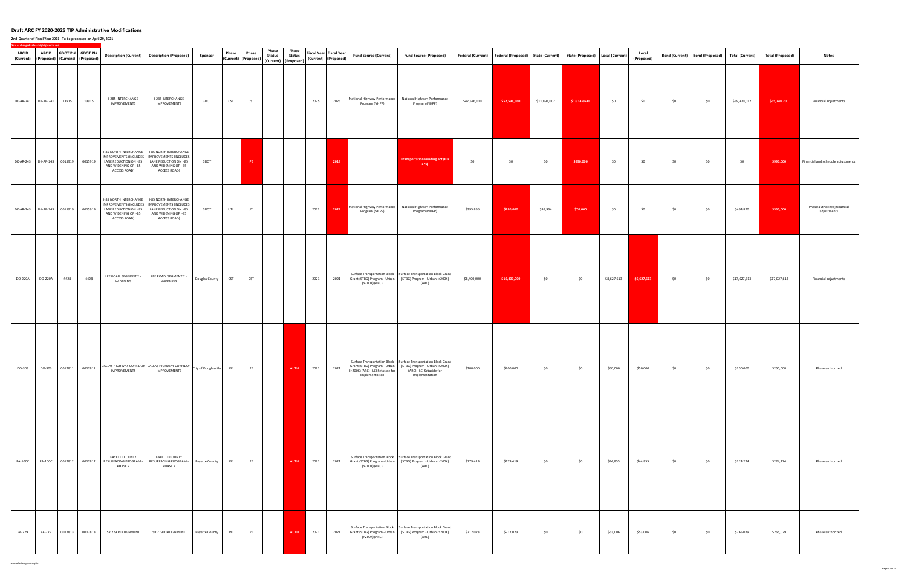# Draft ARC FY 2020-2025 TIP Administrative Modifications

**2nd Quarter of Fiscal Year 2021 - To be processed on April 29, 2021**

New or changed values highlighted in red

| ARCID (Current) | ARCID (Proposed) | GDOT PI# (Current) | GDOT PI# (Proposed) | Description (Current) | Description (Proposed) | Sponsor | Phase (Current) | Phase (Proposed) | Phase Status (Current) | Phase Status (Proposed) | Fiscal Year (Current) | Fiscal Year (Proposed) | Fund Source (Current) | Fund Source (Proposed) | Federal (Current) | Federal (Proposed) | State (Current) | State (Proposed) | Local (Current) | Local (Proposed) | Bond (Current) | Bond (Proposed) | Total (Current) | Total (Proposed) | Notes |
|---|---|---|---|---|---|---|---|---|---|---|---|---|---|---|---|---|---|---|---|---|---|---|---|---|---|
| DK-AR-241 | DK-AR-241 | 13915 | 13915 | I-285 INTERCHANGE IMPROVEMENTS | I-285 INTERCHANGE IMPROVEMENTS | GDOT | CST | CST | | | 2025 | 2025 | National Highway Performance Program (NHPP) | National Highway Performance Program (NHPP) | $47,576,010 | $52,598,560 | $11,894,002 | $13,149,640 | $0 | $0 | $0 | $0 | $59,470,012 | $65,748,200 | Financial adjustments |
| DK-AR-243 | DK-AR-243 | 0015919 | 0015919 | I-85 NORTH INTERCHANGE IMPROVEMENTS (INCLUDES LANE REDUCTION ON I-85 AND WIDENING OF I-85 ACCESS ROAD) | I-85 NORTH INTERCHANGE IMPROVEMENTS (INCLUDES LANE REDUCTION ON I-85 AND WIDENING OF I-85 ACCESS ROAD) | GDOT | | PE | | | | 2018 | | Transportation Funding Act (HB 170) | $0 | $0 | $0 | $990,000 | $0 | $0 | $0 | $0 | $0 | $990,000 | Financial and schedule adjustments |
| DK-AR-243 | DK-AR-243 | 0015919 | 0015919 | I-85 NORTH INTERCHANGE IMPROVEMENTS (INCLUDES LANE REDUCTION ON I-85 AND WIDENING OF I-85 ACCESS ROAD) | I-85 NORTH INTERCHANGE IMPROVEMENTS (INCLUDES LANE REDUCTION ON I-85 AND WIDENING OF I-85 ACCESS ROAD) | GDOT | UTL | UTL | | | 2022 | 2024 | National Highway Performance Program (NHPP) | National Highway Performance Program (NHPP) | $395,856 | $280,000 | $98,964 | $70,000 | $0 | $0 | $0 | $0 | $494,820 | $350,000 | Phase authorized; financial adjustments |
| DO-220A | DO-220A | 4428 | 4428 | LEE ROAD: SEGMENT 2 - WIDENING | LEE ROAD: SEGMENT 2 - WIDENING | Douglas County | CST | CST | | | 2021 | 2021 | Surface Transportation Block Grant (STBG) Program - Urban (>200K) (ARC) | Surface Transportation Block Grant (STBG) Program - Urban (>200K) (ARC) | $8,400,000 | $10,400,000 | $0 | $0 | $8,627,613 | $6,627,613 | $0 | $0 | $17,027,613 | $17,027,613 | Financial adjustments |
| DO-303 | DO-303 | 0017811 | 0017811 | DALLAS HIGHWAY CORRIDOR IMPROVEMENTS | DALLAS HIGHWAY CORRIDOR IMPROVEMENTS | City of Douglasville | PE | PE | | AUTH | 2021 | 2021 | Surface Transportation Block Grant (STBG) Program - Urban (>200K) (ARC) - LCI Setaside for Implementation | Surface Transportation Block Grant (STBG) Program - Urban (>200K) (ARC) - LCI Setaside for Implementation | $200,000 | $200,000 | $0 | $0 | $50,000 | $50,000 | $0 | $0 | $250,000 | $250,000 | Phase authorized |
| FA-100C | FA-100C | 0017812 | 0017812 | FAYETTE COUNTY RESURFACING PROGRAM - PHASE 2 | FAYETTE COUNTY RESURFACING PROGRAM - PHASE 2 | Fayette County | PE | PE | | AUTH | 2021 | 2021 | Surface Transportation Block Grant (STBG) Program - Urban (>200K) (ARC) | Surface Transportation Block Grant (STBG) Program - Urban (>200K) (ARC) | $179,419 | $179,419 | $0 | $0 | $44,855 | $44,855 | $0 | $0 | $224,274 | $224,274 | Phase authorized |
| FA-279 | FA-279 | 0017813 | 0017813 | SR 279 REALIGNMENT | SR 279 REALIGNMENT | Fayette County | PE | PE | | AUTH | 2021 | 2021 | Surface Transportation Block Grant (STBG) Program - Urban (>200K) (ARC) | Surface Transportation Block Grant (STBG) Program - Urban (>200K) (ARC) | $212,023 | $212,023 | $0 | $0 | $53,006 | $53,006 | $0 | $0 | $265,029 | $265,029 | Phase authorized |

www.atlantaregional.org/tip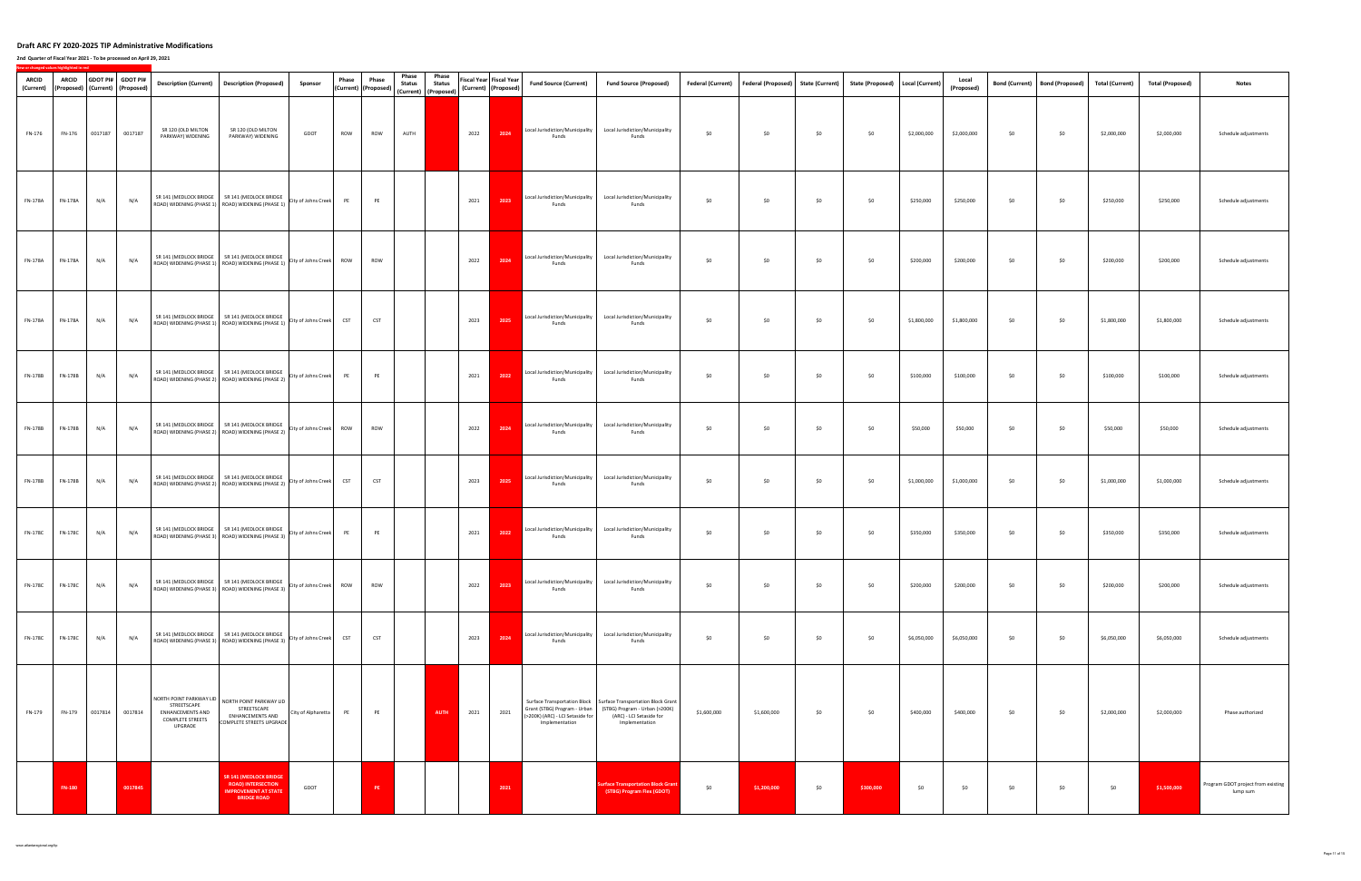# Draft ARC FY 2020-2025 TIP Administrative Modifications

**2nd Quarter of Fiscal Year 2021 - To be processed on April 29, 2021**

New or changed values highlighted in red

| ARCID (Current) | ARCID (Proposed) | GDOT PI# (Current) | GDOT PI# (Proposed) | Description (Current) | Description (Proposed) | Sponsor | Phase (Current) | Phase (Proposed) | Phase Status (Current) | Phase Status (Proposed) | Fiscal Year (Current) | Fiscal Year (Proposed) | Fund Source (Current) | Fund Source (Proposed) | Federal (Current) | Federal (Proposed) | State (Current) | State (Proposed) | Local (Current) | Local (Proposed) | Bond (Current) | Bond (Proposed) | Total (Current) | Total (Proposed) | Notes |
|---|---|---|---|---|---|---|---|---|---|---|---|---|---|---|---|---|---|---|---|---|---|---|---|---|---|
| FN-176 | FN-176 | 0017187 | 0017187 | SR 120 (OLD MILTON PARKWAY) WIDENING | SR 120 (OLD MILTON PARKWAY) WIDENING | GDOT | ROW | ROW | AUTH | | 2022 | 2024 | Local Jurisdiction/Municipality Funds | Local Jurisdiction/Municipality Funds | $0 | $0 | $0 | $0 | $2,000,000 | $2,000,000 | $0 | $0 | $2,000,000 | $2,000,000 | Schedule adjustments |
| FN-178A | FN-178A | N/A | N/A | SR 141 (MEDLOCK BRIDGE ROAD) WIDENING (PHASE 1) | SR 141 (MEDLOCK BRIDGE ROAD) WIDENING (PHASE 1) | City of Johns Creek | PE | PE | | | 2021 | 2023 | Local Jurisdiction/Municipality Funds | Local Jurisdiction/Municipality Funds | $0 | $0 | $0 | $0 | $250,000 | $250,000 | $0 | $0 | $250,000 | $250,000 | Schedule adjustments |
| FN-178A | FN-178A | N/A | N/A | SR 141 (MEDLOCK BRIDGE ROAD) WIDENING (PHASE 1) | SR 141 (MEDLOCK BRIDGE ROAD) WIDENING (PHASE 1) | City of Johns Creek | ROW | ROW | | | 2022 | 2024 | Local Jurisdiction/Municipality Funds | Local Jurisdiction/Municipality Funds | $0 | $0 | $0 | $0 | $200,000 | $200,000 | $0 | $0 | $200,000 | $200,000 | Schedule adjustments |
| FN-178A | FN-178A | N/A | N/A | SR 141 (MEDLOCK BRIDGE ROAD) WIDENING (PHASE 1) | SR 141 (MEDLOCK BRIDGE ROAD) WIDENING (PHASE 1) | City of Johns Creek | CST | CST | | | 2023 | 2025 | Local Jurisdiction/Municipality Funds | Local Jurisdiction/Municipality Funds | $0 | $0 | $0 | $0 | $1,800,000 | $1,800,000 | $0 | $0 | $1,800,000 | $1,800,000 | Schedule adjustments |
| FN-178B | FN-178B | N/A | N/A | SR 141 (MEDLOCK BRIDGE ROAD) WIDENING (PHASE 2) | SR 141 (MEDLOCK BRIDGE ROAD) WIDENING (PHASE 2) | City of Johns Creek | PE | PE | | | 2021 | 2022 | Local Jurisdiction/Municipality Funds | Local Jurisdiction/Municipality Funds | $0 | $0 | $0 | $0 | $100,000 | $100,000 | $0 | $0 | $100,000 | $100,000 | Schedule adjustments |
| FN-178B | FN-178B | N/A | N/A | SR 141 (MEDLOCK BRIDGE ROAD) WIDENING (PHASE 2) | SR 141 (MEDLOCK BRIDGE ROAD) WIDENING (PHASE 2) | City of Johns Creek | ROW | ROW | | | 2022 | 2024 | Local Jurisdiction/Municipality Funds | Local Jurisdiction/Municipality Funds | $0 | $0 | $0 | $0 | $50,000 | $50,000 | $0 | $0 | $50,000 | $50,000 | Schedule adjustments |
| FN-178B | FN-178B | N/A | N/A | SR 141 (MEDLOCK BRIDGE ROAD) WIDENING (PHASE 2) | SR 141 (MEDLOCK BRIDGE ROAD) WIDENING (PHASE 2) | City of Johns Creek | CST | CST | | | 2023 | 2025 | Local Jurisdiction/Municipality Funds | Local Jurisdiction/Municipality Funds | $0 | $0 | $0 | $0 | $1,000,000 | $1,000,000 | $0 | $0 | $1,000,000 | $1,000,000 | Schedule adjustments |
| FN-178C | FN-178C | N/A | N/A | SR 141 (MEDLOCK BRIDGE ROAD) WIDENING (PHASE 3) | SR 141 (MEDLOCK BRIDGE ROAD) WIDENING (PHASE 3) | City of Johns Creek | PE | PE | | | 2021 | 2022 | Local Jurisdiction/Municipality Funds | Local Jurisdiction/Municipality Funds | $0 | $0 | $0 | $0 | $350,000 | $350,000 | $0 | $0 | $350,000 | $350,000 | Schedule adjustments |
| FN-178C | FN-178C | N/A | N/A | SR 141 (MEDLOCK BRIDGE ROAD) WIDENING (PHASE 3) | SR 141 (MEDLOCK BRIDGE ROAD) WIDENING (PHASE 3) | City of Johns Creek | ROW | ROW | | | 2022 | 2023 | Local Jurisdiction/Municipality Funds | Local Jurisdiction/Municipality Funds | $0 | $0 | $0 | $0 | $200,000 | $200,000 | $0 | $0 | $200,000 | $200,000 | Schedule adjustments |
| FN-178C | FN-178C | N/A | N/A | SR 141 (MEDLOCK BRIDGE ROAD) WIDENING (PHASE 3) | SR 141 (MEDLOCK BRIDGE ROAD) WIDENING (PHASE 3) | City of Johns Creek | CST | CST | | | 2023 | 2024 | Local Jurisdiction/Municipality Funds | Local Jurisdiction/Municipality Funds | $0 | $0 | $0 | $0 | $6,050,000 | $6,050,000 | $0 | $0 | $6,050,000 | $6,050,000 | Schedule adjustments |
| FN-179 | FN-179 | 0017814 | 0017814 | NORTH POINT PARKWAY LID STREETSCAPE ENHANCEMENTS AND COMPLETE STREETS UPGRADE | NORTH POINT PARKWAY LID STREETSCAPE ENHANCEMENTS AND COMPLETE STREETS UPGRADE | City of Alpharetta | PE | PE | | AUTH | 2021 | 2021 | Surface Transportation Block Grant (STBG) Program - Urban (>200K) (ARC) - LCI Setaside for Implementation | Surface Transportation Block Grant (STBG) Program - Urban (>200K) (ARC) - LCI Setaside for Implementation | $1,600,000 | $1,600,000 | $0 | $0 | $400,000 | $400,000 | $0 | $0 | $2,000,000 | $2,000,000 | Phase authorized |
| | FN-180 | | 0017845 | | SR 141 (MEDLOCK BRIDGE ROAD) INTERSECTION IMPROVEMENT AT STATE BRIDGE ROAD | GDOT | | PE | | | | 2021 | | Surface Transportation Block Grant (STBG) Program Flex (GDOT) | $0 | $1,200,000 | $0 | $300,000 | $0 | $0 | $0 | $0 | $0 | $1,500,000 | Program GDOT project from existing lump sum |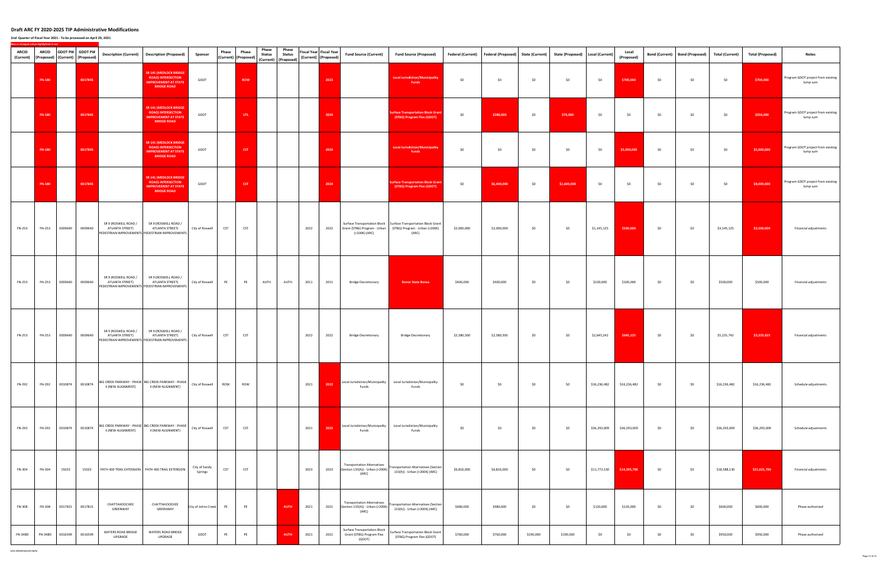# Draft ARC FY 2020-2025 TIP Administrative Modifications

**2nd Quarter of Fiscal Year 2021 - To be processed on April 29, 2021**

New or changed values highlighted in red

| ARCID (Current) | ARCID (Proposed) | GDOT PI# (Current) | GDOT PI# (Proposed) | Description (Current) | Description (Proposed) | Sponsor | Phase (Current) | Phase (Proposed) | Phase Status (Current) | Phase Status (Proposed) | Fiscal Year (Current) | Fiscal Year (Proposed) | Fund Source (Current) | Fund Source (Proposed) | Federal (Current) | Federal (Proposed) | State (Current) | State (Proposed) | Local (Current) | Local (Proposed) | Bond (Current) | Bond (Proposed) | Total (Current) | Total (Proposed) | Notes |
|---|---|---|---|---|---|---|---|---|---|---|---|---|---|---|---|---|---|---|---|---|---|---|---|---|---|
| | FN-180 | | 0017845 | | SR 141 (MEDLOCK BRIDGE ROAD) INTERSECTION IMPROVEMENT AT STATE BRIDGE ROAD | GDOT | | ROW | | | | 2023 | | Local Jurisdiction/Municipality Funds | $0 | $0 | $0 | $0 | $0 | $700,000 | $0 | $0 | $0 | $700,000 | Program GDOT project from existing lump sum |
| | FN-180 | | 0017845 | | SR 141 (MEDLOCK BRIDGE ROAD) INTERSECTION IMPROVEMENT AT STATE BRIDGE ROAD | GDOT | | UTL | | | | 2024 | | Surface Transportation Block Grant (STBG) Program Flex (GDOT) | $0 | $280,000 | $0 | $70,000 | $0 | $0 | $0 | $0 | $0 | $350,000 | Program GDOT project from existing lump sum |
| | FN-180 | | 0017845 | | SR 141 (MEDLOCK BRIDGE ROAD) INTERSECTION IMPROVEMENT AT STATE BRIDGE ROAD | GDOT | | CST | | | | 2024 | | Local Jurisdiction/Municipality Funds | $0 | $0 | $0 | $0 | $0 | $5,000,000 | $0 | $0 | $0 | $5,000,000 | Program GDOT project from existing lump sum |
| | FN-180 | | 0017845 | | SR 141 (MEDLOCK BRIDGE ROAD) INTERSECTION IMPROVEMENT AT STATE BRIDGE ROAD | GDOT | | CST | | | | 2024 | | Surface Transportation Block Grant (STBG) Program Flex (GDOT) | $0 | $6,400,000 | $0 | $1,600,000 | $0 | $0 | $0 | $0 | $0 | $8,000,000 | Program GDOT project from existing lump sum |
| FN-253 | FN-253 | 0009640 | 0009640 | SR 9 (ROSWELL ROAD / ATLANTA STREET) PEDESTRIAN IMPROVEMENTS | SR 9 (ROSWELL ROAD / ATLANTA STREET) PEDESTRIAN IMPROVEMENTS | City of Roswell | CST | CST | | | 2022 | 2022 | Surface Transportation Block Grant (STBG) Program - Urban (>200K) (ARC) | Surface Transportation Block Grant (STBG) Program - Urban (>200K) (ARC) | $2,000,000 | $2,000,000 | $0 | $0 | $1,145,125 | $500,000 | $0 | $0 | $3,145,125 | $2,500,000 | Financial adjustments |
| FN-253 | FN-253 | 0009640 | 0009640 | SR 9 (ROSWELL ROAD / ATLANTA STREET) PEDESTRIAN IMPROVEMENTS | SR 9 (ROSWELL ROAD / ATLANTA STREET) PEDESTRIAN IMPROVEMENTS | City of Roswell | PE | PE | AUTH | AUTH | 2011 | 2011 | Bridge Discretionary | Donor State Bonus | $400,000 | $400,000 | $0 | $0 | $100,000 | $100,000 | $0 | $0 | $500,000 | $500,000 | Financial adjustments |
| FN-253 | FN-253 | 0009640 | 0009640 | SR 9 (ROSWELL ROAD / ATLANTA STREET) PEDESTRIAN IMPROVEMENTS | SR 9 (ROSWELL ROAD / ATLANTA STREET) PEDESTRIAN IMPROVEMENTS | City of Roswell | CST | CST | | | 2022 | 2022 | Bridge Discretionary | Bridge Discretionary | $2,580,500 | $2,580,500 | $0 | $0 | $2,645,242 | $645,125 | $0 | $0 | $5,225,742 | $3,225,625 | Financial adjustments |
| FN-292 | FN-292 | 0010874 | 0010874 | BIG CREEK PARKWAY - PHASE II (NEW ALIGNMENT) | BIG CREEK PARKWAY - PHASE II (NEW ALIGNMENT) | City of Roswell | ROW | ROW | | | 2021 | 2022 | Local Jurisdiction/Municipality Funds | Local Jurisdiction/Municipality Funds | $0 | $0 | $0 | $0 | $16,236,482 | $16,236,482 | $0 | $0 | $16,236,482 | $16,236,482 | Schedule adjustments |
| FN-292 | FN-292 | 0010874 | 0010874 | BIG CREEK PARKWAY - PHASE II (NEW ALIGNMENT) | BIG CREEK PARKWAY - PHASE II (NEW ALIGNMENT) | City of Roswell | CST | CST | | | 2021 | 2022 | Local Jurisdiction/Municipality Funds | Local Jurisdiction/Municipality Funds | $0 | $0 | $0 | $0 | $36,293,009 | $36,293,009 | $0 | $0 | $36,293,009 | $36,293,009 | Schedule adjustments |
| FN-304 | FN-304 | 15023 | 15023 | PATH 400 TRAIL EXTENSION | PATH 400 TRAIL EXTENSION | City of Sandy Springs | CST | CST | | | 2023 | 2023 | Transportation Alternatives (Section 133(h)) - Urban (>200K) (ARC) | Transportation Alternatives (Section 133(h)) - Urban (>200K) (ARC) | $6,816,000 | $6,816,000 | $0 | $0 | $11,772,130 | $14,205,786 | $0 | $0 | $18,588,130 | $21,021,786 | Financial adjustments |
| FN-308 | FN-308 | 0017815 | 0017815 | CHATTAHOOCHEE GREENWAY | CHATTAHOOCHEE GREENWAY | City of Johns Creek | PE | PE | | AUTH | 2021 | 2021 | Transportation Alternatives (Section 133(h)) - Urban (>200K) (ARC) | Transportation Alternatives (Section 133(h)) - Urban (>200K) (ARC) | $480,000 | $480,000 | $0 | $0 | $120,000 | $120,000 | $0 | $0 | $600,000 | $600,000 | Phase authorized |
| FN-348D | FN-348D | 0016599 | 0016599 | WATERS ROAD BRIDGE UPGRADE | WATERS ROAD BRIDGE UPGRADE | GDOT | PE | PE | | AUTH | 2021 | 2021 | Surface Transportation Block Grant (STBG) Program Flex (GDOT) | Surface Transportation Block Grant (STBG) Program Flex (GDOT) | $760,000 | $760,000 | $190,000 | $190,000 | $0 | $0 | $0 | $0 | $950,000 | $950,000 | Phase authorized |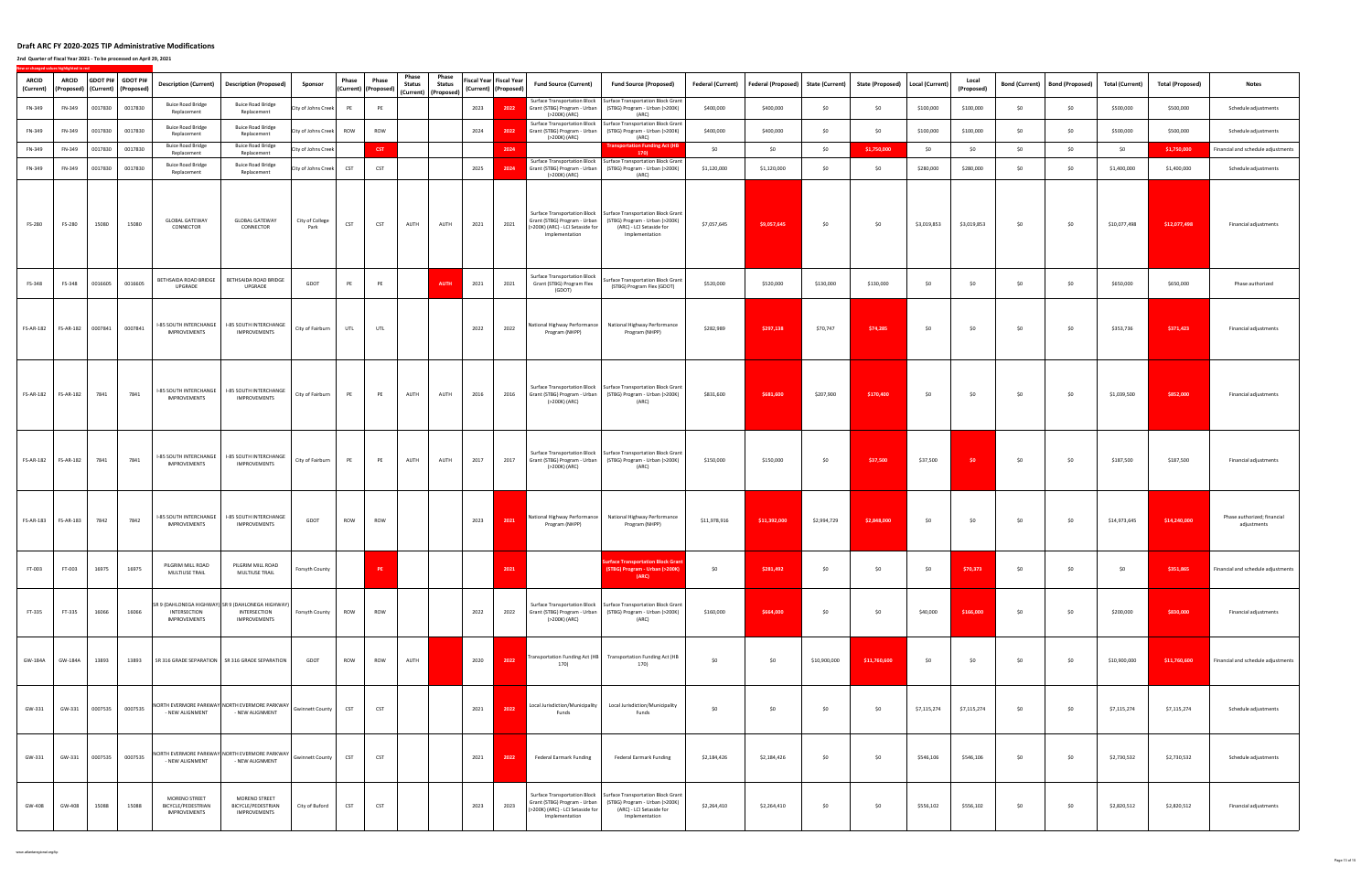# Draft ARC FY 2020-2025 TIP Administrative Modifications

**2nd Quarter of Fiscal Year 2021 - To be processed on April 29, 2021**

New or changed values highlighted in red

| ARCID (Current) | ARCID (Proposed) | GDOT PI# (Current) | GDOT PI# (Proposed) | Description (Current) | Description (Proposed) | Sponsor | Phase (Current) | Phase (Proposed) | Phase Status (Current) | Phase Status (Proposed) | Fiscal Year (Current) | Fiscal Year (Proposed) | Fund Source (Current) | Fund Source (Proposed) | Federal (Current) | Federal (Proposed) | State (Current) | State (Proposed) | Local (Current) | Local (Proposed) | Bond (Current) | Bond (Proposed) | Total (Current) | Total (Proposed) | Notes |
|---|---|---|---|---|---|---|---|---|---|---|---|---|---|---|---|---|---|---|---|---|---|---|---|---|---|
| FN-349 | FN-349 | 0017830 | 0017830 | Buice Road Bridge Replacement | Buice Road Bridge Replacement | City of Johns Creek | PE | PE | | | 2023 | 2022 | Surface Transportation Block Grant (STBG) Program - Urban (>200K) (ARC) | Surface Transportation Block Grant (STBG) Program - Urban (>200K) (ARC) | $400,000 | $400,000 | $0 | $0 | $100,000 | $100,000 | $0 | $0 | $500,000 | $500,000 | Schedule adjustments |
| FN-349 | FN-349 | 0017830 | 0017830 | Buice Road Bridge Replacement | Buice Road Bridge Replacement | City of Johns Creek | ROW | ROW | | | 2024 | 2022 | Surface Transportation Block Grant (STBG) Program - Urban (>200K) (ARC) | Surface Transportation Block Grant (STBG) Program - Urban (>200K) (ARC) | $400,000 | $400,000 | $0 | $0 | $100,000 | $100,000 | $0 | $0 | $500,000 | $500,000 | Schedule adjustments |
| FN-349 | FN-349 | 0017830 | 0017830 | Buice Road Bridge Replacement | Buice Road Bridge Replacement | City of Johns Creek | | CST | | | | 2024 | | Transportation Funding Act (HB 170) | $0 | $0 | $0 | $1,750,000 | $0 | $0 | $0 | $0 | $0 | $1,750,000 | Financial and schedule adjustments |
| FN-349 | FN-349 | 0017830 | 0017830 | Buice Road Bridge Replacement | Buice Road Bridge Replacement | City of Johns Creek | CST | CST | | | 2025 | 2024 | Surface Transportation Block Grant (STBG) Program - Urban (>200K) (ARC) | Surface Transportation Block Grant (STBG) Program - Urban (>200K) (ARC) | $1,120,000 | $1,120,000 | $0 | $0 | $280,000 | $280,000 | $0 | $0 | $1,400,000 | $1,400,000 | Schedule adjustments |
| FS-280 | FS-280 | 15080 | 15080 | GLOBAL GATEWAY CONNECTOR | GLOBAL GATEWAY CONNECTOR | City of College Park | CST | CST | AUTH | AUTH | 2021 | 2021 | Surface Transportation Block Grant (STBG) Program - Urban (>200K) (ARC) - LCI Setaside for Implementation | Surface Transportation Block Grant (STBG) Program - Urban (>200K) (ARC) - LCI Setaside for Implementation | $7,057,645 | $9,057,645 | $0 | $0 | $3,019,853 | $3,019,853 | $0 | $0 | $10,077,498 | $12,077,498 | Financial adjustments |
| FS-348 | FS-348 | 0016605 | 0016605 | BETHSAIDA ROAD BRIDGE UPGRADE | BETHSAIDA ROAD BRIDGE UPGRADE | GDOT | PE | PE | | AUTH | 2021 | 2021 | Surface Transportation Block Grant (STBG) Program Flex (GDOT) | Surface Transportation Block Grant (STBG) Program Flex (GDOT) | $520,000 | $520,000 | $130,000 | $130,000 | $0 | $0 | $0 | $0 | $650,000 | $650,000 | Phase authorized |
| FS-AR-182 | FS-AR-182 | 0007841 | 0007841 | I-85 SOUTH INTERCHANGE IMPROVEMENTS | I-85 SOUTH INTERCHANGE IMPROVEMENTS | City of Fairburn | UTL | UTL | | | 2022 | 2022 | National Highway Performance Program (NHPP) | National Highway Performance Program (NHPP) | $282,989 | $297,138 | $70,747 | $74,285 | $0 | $0 | $0 | $0 | $353,736 | $371,423 | Financial adjustments |
| FS-AR-182 | FS-AR-182 | 7841 | 7841 | I-85 SOUTH INTERCHANGE IMPROVEMENTS | I-85 SOUTH INTERCHANGE IMPROVEMENTS | City of Fairburn | PE | PE | AUTH | AUTH | 2016 | 2016 | Surface Transportation Block Grant (STBG) Program - Urban (>200K) (ARC) | Surface Transportation Block Grant (STBG) Program - Urban (>200K) (ARC) | $831,600 | $681,600 | $207,900 | $170,400 | $0 | $0 | $0 | $0 | $1,039,500 | $852,000 | Financial adjustments |
| FS-AR-182 | FS-AR-182 | 7841 | 7841 | I-85 SOUTH INTERCHANGE IMPROVEMENTS | I-85 SOUTH INTERCHANGE IMPROVEMENTS | City of Fairburn | PE | PE | AUTH | AUTH | 2017 | 2017 | Surface Transportation Block Grant (STBG) Program - Urban (>200K) (ARC) | Surface Transportation Block Grant (STBG) Program - Urban (>200K) (ARC) | $150,000 | $150,000 | $0 | $37,500 | $37,500 | $0 | $0 | $0 | $187,500 | $187,500 | Financial adjustments |
| FS-AR-183 | FS-AR-183 | 7842 | 7842 | I-85 SOUTH INTERCHANGE IMPROVEMENTS | I-85 SOUTH INTERCHANGE IMPROVEMENTS | GDOT | ROW | ROW | | | 2023 | 2021 | National Highway Performance Program (NHPP) | National Highway Performance Program (NHPP) | $11,978,916 | $11,392,000 | $2,994,729 | $2,848,000 | $0 | $0 | $0 | $0 | $14,973,645 | $14,240,000 | Phase authorized; financial adjustments |
| FT-003 | FT-003 | 16975 | 16975 | PILGRIM MILL ROAD MULTIUSE TRAIL | PILGRIM MILL ROAD MULTIUSE TRAIL | Forsyth County | | PE | | | | 2021 | | Surface Transportation Block Grant (STBG) Program - Urban (>200K) (ARC) | $0 | $281,492 | $0 | $0 | $0 | $70,373 | $0 | $0 | $0 | $351,865 | Financial and schedule adjustments |
| FT-335 | FT-335 | 16066 | 16066 | SR 9 (DAHLONEGA HIGHWAY) INTERSECTION IMPROVEMENTS | SR 9 (DAHLONEGA HIGHWAY) INTERSECTION IMPROVEMENTS | Forsyth County | ROW | ROW | | | 2022 | 2022 | Surface Transportation Block Grant (STBG) Program - Urban (>200K) (ARC) | Surface Transportation Block Grant (STBG) Program - Urban (>200K) (ARC) | $160,000 | $664,000 | $0 | $0 | $40,000 | $166,000 | $0 | $0 | $200,000 | $830,000 | Financial adjustments |
| GW-184A | GW-184A | 13893 | 13893 | SR 316 GRADE SEPARATION | SR 316 GRADE SEPARATION | GDOT | ROW | ROW | AUTH | | 2020 | 2022 | Transportation Funding Act (HB 170) | Transportation Funding Act (HB 170) | $0 | $0 | $10,900,000 | $11,760,600 | $0 | $0 | $0 | $0 | $10,900,000 | $11,760,600 | Financial and schedule adjustments |
| GW-331 | GW-331 | 0007535 | 0007535 | NORTH EVERMORE PARKWAY - NEW ALIGNMENT | NORTH EVERMORE PARKWAY - NEW ALIGNMENT | Gwinnett County | CST | CST | | | 2021 | 2022 | Local Jurisdiction/Municipality Funds | Local Jurisdiction/Municipality Funds | $0 | $0 | $0 | $0 | $7,115,274 | $7,115,274 | $0 | $0 | $7,115,274 | $7,115,274 | Schedule adjustments |
| GW-331 | GW-331 | 0007535 | 0007535 | NORTH EVERMORE PARKWAY - NEW ALIGNMENT | NORTH EVERMORE PARKWAY - NEW ALIGNMENT | Gwinnett County | CST | CST | | | 2021 | 2022 | Federal Earmark Funding | Federal Earmark Funding | $2,184,426 | $2,184,426 | $0 | $0 | $546,106 | $546,106 | $0 | $0 | $2,730,532 | $2,730,532 | Schedule adjustments |
| GW-408 | GW-408 | 15088 | 15088 | MORENO STREET BICYCLE/PEDESTRIAN IMPROVEMENTS | MORENO STREET BICYCLE/PEDESTRIAN IMPROVEMENTS | City of Buford | CST | CST | | | 2023 | 2023 | Surface Transportation Block Grant (STBG) Program - Urban (>200K) (ARC) - LCI Setaside for Implementation | Surface Transportation Block Grant (STBG) Program - Urban (>200K) (ARC) - LCI Setaside for Implementation | $2,264,410 | $2,264,410 | $0 | $0 | $556,102 | $556,102 | $0 | $0 | $2,820,512 | $2,820,512 | Financial adjustments |

www.atlantaregional.org/tip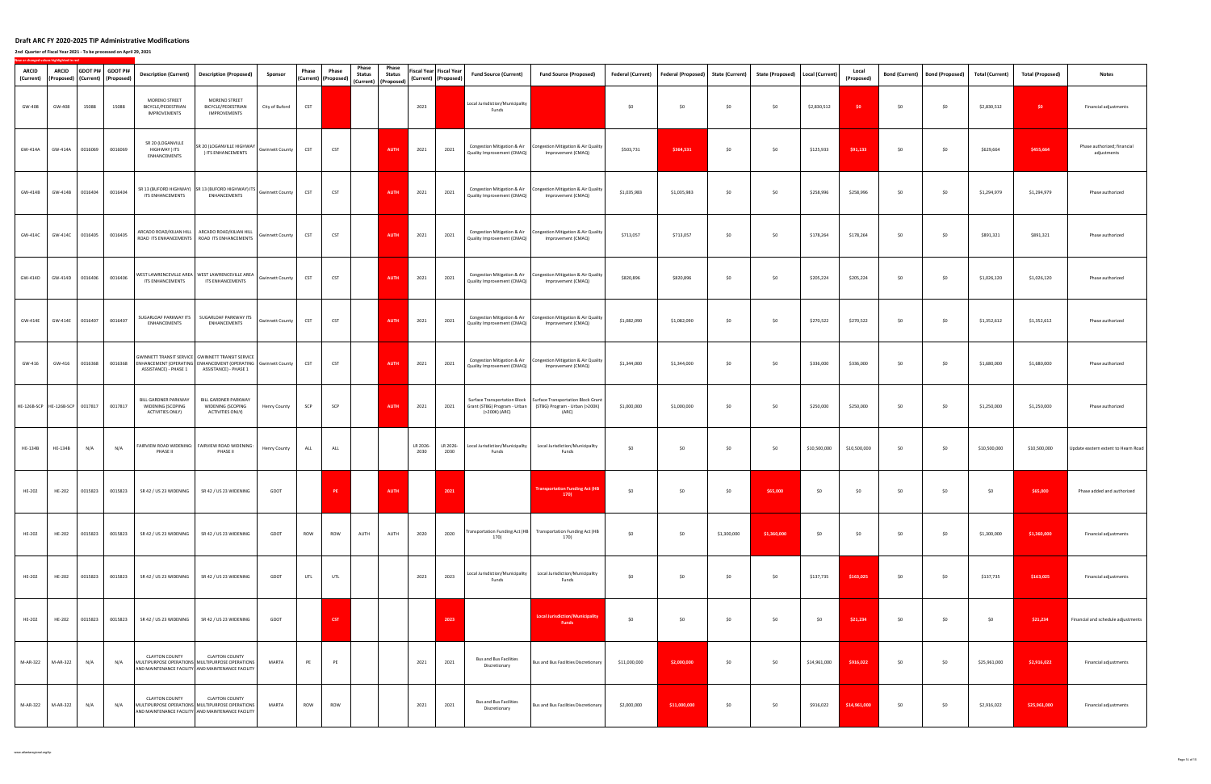# Draft ARC FY 2020-2025 TIP Administrative Modifications

**2nd Quarter of Fiscal Year 2021 - To be processed on April 29, 2021**

New or changed values highlighted in red

| ARCID (Current) | ARCID (Proposed) | GDOT PI# (Current) | GDOT PI# (Proposed) | Description (Current) | Description (Proposed) | Sponsor | Phase (Current) | Phase (Proposed) | Phase Status (Current) | Phase Status (Proposed) | Fiscal Year (Current) | Fiscal Year (Proposed) | Fund Source (Current) | Fund Source (Proposed) | Federal (Current) | Federal (Proposed) | State (Current) | State (Proposed) | Local (Current) | Local (Proposed) | Bond (Current) | Bond (Proposed) | Total (Current) | Total (Proposed) | Notes |
|---|---|---|---|---|---|---|---|---|---|---|---|---|---|---|---|---|---|---|---|---|---|---|---|---|---|
| GW-408 | GW-408 | 15088 | 15088 | MORENO STREET BICYCLE/PEDESTRIAN IMPROVEMENTS | MORENO STREET BICYCLE/PEDESTRIAN IMPROVEMENTS | City of Buford | CST | | | | 2023 | | Local Jurisdiction/Municipality Funds | | $0 | $0 | $0 | $0 | $2,830,512 | $0 | $0 | $0 | $2,830,512 | $0 | Financial adjustments |
| GW-414A | GW-414A | 0016069 | 0016069 | SR 20 (LOGANVILLE HIGHWAY) ITS ENHANCEMENTS | SR 20 (LOGANVILLE HIGHWAY) ITS ENHANCEMENTS | Gwinnett County | CST | CST | | AUTH | 2021 | 2021 | Congestion Mitigation & Air Quality Improvement (CMAQ) | Congestion Mitigation & Air Quality Improvement (CMAQ) | $503,731 | $364,531 | $0 | $0 | $125,933 | $91,133 | $0 | $0 | $629,664 | $455,664 | Phase authorized; financial adjustments |
| GW-414B | GW-414B | 0016404 | 0016404 | SR 13 (BUFORD HIGHWAY) ITS ENHANCEMENTS | SR 13 (BUFORD HIGHWAY) ITS ENHANCEMENTS | Gwinnett County | CST | CST | | AUTH | 2021 | 2021 | Congestion Mitigation & Air Quality Improvement (CMAQ) | Congestion Mitigation & Air Quality Improvement (CMAQ) | $1,035,983 | $1,035,983 | $0 | $0 | $258,996 | $258,996 | $0 | $0 | $1,294,979 | $1,294,979 | Phase authorized |
| GW-414C | GW-414C | 0016405 | 0016405 | ARCADO ROAD/KILIAN HILL ROAD ITS ENHANCEMENTS | ARCADO ROAD/KILIAN HILL ROAD ITS ENHANCEMENTS | Gwinnett County | CST | CST | | AUTH | 2021 | 2021 | Congestion Mitigation & Air Quality Improvement (CMAQ) | Congestion Mitigation & Air Quality Improvement (CMAQ) | $713,057 | $713,057 | $0 | $0 | $178,264 | $178,264 | $0 | $0 | $891,321 | $891,321 | Phase authorized |
| GW-414D | GW-414D | 0016406 | 0016406 | WEST LAWRENCEVILLE AREA ITS ENHANCEMENTS | WEST LAWRENCEVILLE AREA ITS ENHANCEMENTS | Gwinnett County | CST | CST | | AUTH | 2021 | 2021 | Congestion Mitigation & Air Quality Improvement (CMAQ) | Congestion Mitigation & Air Quality Improvement (CMAQ) | $820,896 | $820,896 | $0 | $0 | $205,224 | $205,224 | $0 | $0 | $1,026,120 | $1,026,120 | Phase authorized |
| GW-414E | GW-414E | 0016407 | 0016407 | SUGARLOAF PARKWAY ITS ENHANCEMENTS | SUGARLOAF PARKWAY ITS ENHANCEMENTS | Gwinnett County | CST | CST | | AUTH | 2021 | 2021 | Congestion Mitigation & Air Quality Improvement (CMAQ) | Congestion Mitigation & Air Quality Improvement (CMAQ) | $1,082,090 | $1,082,090 | $0 | $0 | $270,522 | $270,522 | $0 | $0 | $1,352,612 | $1,352,612 | Phase authorized |
| GW-416 | GW-416 | 0016368 | 0016368 | GWINNETT TRANSIT SERVICE ENHANCEMENT (OPERATING ASSISTANCE) - PHASE 1 | GWINNETT TRANSIT SERVICE ENHANCEMENT (OPERATING ASSISTANCE) - PHASE 1 | Gwinnett County | CST | CST | | AUTH | 2021 | 2021 | Congestion Mitigation & Air Quality Improvement (CMAQ) | Congestion Mitigation & Air Quality Improvement (CMAQ) | $1,344,000 | $1,344,000 | $0 | $0 | $336,000 | $336,000 | $0 | $0 | $1,680,000 | $1,680,000 | Phase authorized |
| HE-126B-SCP | HE-126B-SCP | 0017817 | 0017817 | BILL GARDNER PARKWAY WIDENING (SCOPING ACTIVITIES ONLY) | BILL GARDNER PARKWAY WIDENING (SCOPING ACTIVITIES ONLY) | Henry County | SCP | SCP | | AUTH | 2021 | 2021 | Surface Transportation Block Grant (STBG) Program - Urban (>200K) (ARC) | Surface Transportation Block Grant (STBG) Program - Urban (>200K) (ARC) | $1,000,000 | $1,000,000 | $0 | $0 | $250,000 | $250,000 | $0 | $0 | $1,250,000 | $1,250,000 | Phase authorized |
| HE-134B | HE-134B | N/A | N/A | FAIRVIEW ROAD WIDENING: PHASE II | FAIRVIEW ROAD WIDENING: PHASE II | Henry County | ALL | ALL | | | LR 2026-2030 | LR 2026-2030 | Local Jurisdiction/Municipality Funds | Local Jurisdiction/Municipality Funds | $0 | $0 | $0 | $0 | $10,500,000 | $10,500,000 | $0 | $0 | $10,500,000 | $10,500,000 | Update eastern extent to Hearn Road |
| HE-202 | HE-202 | 0015823 | 0015823 | SR 42 / US 23 WIDENING | SR 42 / US 23 WIDENING | GDOT | | PE | | AUTH | | 2021 | | Transportation Funding Act (HB 170) | $0 | $0 | $0 | $65,000 | $0 | $0 | $0 | $0 | $0 | $65,000 | Phase added and authorized |
| HE-202 | HE-202 | 0015823 | 0015823 | SR 42 / US 23 WIDENING | SR 42 / US 23 WIDENING | GDOT | ROW | ROW | AUTH | AUTH | 2020 | 2020 | Transportation Funding Act (HB 170) | Transportation Funding Act (HB 170) | $0 | $0 | $1,300,000 | $1,360,000 | $0 | $0 | $0 | $0 | $1,300,000 | $1,360,000 | Financial adjustments |
| HE-202 | HE-202 | 0015823 | 0015823 | SR 42 / US 23 WIDENING | SR 42 / US 23 WIDENING | GDOT | UTL | UTL | | | 2023 | 2023 | Local Jurisdiction/Municipality Funds | Local Jurisdiction/Municipality Funds | $0 | $0 | $0 | $0 | $137,735 | $163,025 | $0 | $0 | $137,735 | $163,025 | Financial adjustments |
| HE-202 | HE-202 | 0015823 | 0015823 | SR 42 / US 23 WIDENING | SR 42 / US 23 WIDENING | GDOT | | CST | | | | 2023 | | Local Jurisdiction/Municipality Funds | $0 | $0 | $0 | $0 | $0 | $21,234 | $0 | $0 | $0 | $21,234 | Financial and schedule adjustments |
| M-AR-322 | M-AR-322 | N/A | N/A | CLAYTON COUNTY MULTIPURPOSE OPERATIONS AND MAINTENANCE FACILITY | CLAYTON COUNTY MULTIPURPOSE OPERATIONS AND MAINTENANCE FACILITY | MARTA | PE | PE | | | 2021 | 2021 | Bus and Bus Facilities Discretionary | Bus and Bus Facilities Discretionary | $11,000,000 | $2,000,000 | $0 | $0 | $14,961,000 | $916,022 | $0 | $0 | $25,961,000 | $2,916,022 | Financial adjustments |
| M-AR-322 | M-AR-322 | N/A | N/A | CLAYTON COUNTY MULTIPURPOSE OPERATIONS AND MAINTENANCE FACILITY | CLAYTON COUNTY MULTIPURPOSE OPERATIONS AND MAINTENANCE FACILITY | MARTA | ROW | ROW | | | 2021 | 2021 | Bus and Bus Facilities Discretionary | Bus and Bus Facilities Discretionary | $2,000,000 | $11,000,000 | $0 | $0 | $916,022 | $14,961,000 | $0 | $0 | $2,916,022 | $25,961,000 | Financial adjustments |

www.atlantaregional.org/tip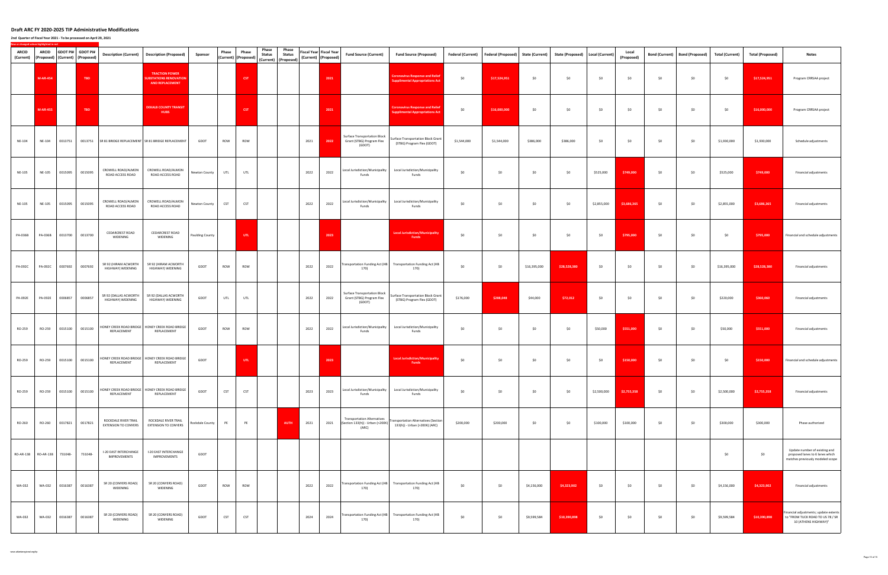# Draft ARC FY 2020-2025 TIP Administrative Modifications

**2nd Quarter of Fiscal Year 2021 - To be processed on April 29, 2021**

New or changed values highlighted in red

| ARCID (Current) | ARCID (Proposed) | GDOT PI# (Current) | GDOT PI# (Proposed) | Description (Current) | Description (Proposed) | Sponsor | Phase (Current) | Phase (Proposed) | Phase Status (Current) | Phase Status (Proposed) | Fiscal Year (Current) | Fiscal Year (Proposed) | Fund Source (Current) | Fund Source (Proposed) | Federal (Current) | Federal (Proposed) | State (Current) | State (Proposed) | Local (Current) | Local (Proposed) | Bond (Current) | Bond (Proposed) | Total (Current) | Total (Proposed) | Notes |
|---|---|---|---|---|---|---|---|---|---|---|---|---|---|---|---|---|---|---|---|---|---|---|---|---|---|
| | M-AR-454 | | TBD | | TRACTION POWER SUBSTATIONS RENOVATION AND REPLACEMENT | | | CST | | | | 2021 | | Coronavirus Response and Relief Supplimental Appropriations Act | $0 | $17,524,951 | $0 | $0 | $0 | $0 | $0 | $0 | $0 | $17,524,951 | Program CRRSAA project |
| | M-AR-455 | | TBD | | DEKALB COUNTY TRANSIT HUBS | | | CST | | | | 2021 | | Coronavirus Response and Relief Supplimental Appropriations Act | $0 | $16,000,000 | $0 | $0 | $0 | $0 | $0 | $0 | $0 | $16,000,000 | Program CRRSAA project |
| NE-104 | NE-104 | 0013751 | 0013751 | SR 81 BRIDGE REPLACEMENT | SR 81 BRIDGE REPLACEMENT | GDOT | ROW | ROW | | | 2021 | 2022 | Surface Transportation Block Grant (STBG) Program Flex (GDOT) | Surface Transportation Block Grant (STBG) Program Flex (GDOT) | $1,544,000 | $1,544,000 | $386,000 | $386,000 | $0 | $0 | $0 | $0 | $1,930,000 | $1,930,000 | Schedule adjustments |
| NE-105 | NE-105 | 0015095 | 0015095 | CROWELL ROAD/ALMON ROAD ACCESS ROAD | CROWELL ROAD/ALMON ROAD ACCESS ROAD | Newton County | UTL | UTL | | | 2022 | 2022 | Local Jurisdiction/Municipality Funds | Local Jurisdiction/Municipality Funds | $0 | $0 | $0 | $0 | $525,000 | $749,000 | $0 | $0 | $525,000 | $749,000 | Financial adjustments |
| NE-105 | NE-105 | 0015095 | 0015095 | CROWELL ROAD/ALMON ROAD ACCESS ROAD | CROWELL ROAD/ALMON ROAD ACCESS ROAD | Newton County | CST | CST | | | 2022 | 2022 | Local Jurisdiction/Municipality Funds | Local Jurisdiction/Municipality Funds | $0 | $0 | $0 | $0 | $2,855,000 | $3,686,365 | $0 | $0 | $2,855,000 | $3,686,365 | Financial adjustments |
| PA-036B | PA-036B | 0013700 | 0013700 | CEDARCREST ROAD WIDENING | CEDARCREST ROAD WIDENING | Paulding County | | UTL | | | | 2023 | | Local Jurisdiction/Municipality Funds | $0 | $0 | $0 | $0 | $0 | $795,000 | $0 | $0 | $0 | $795,000 | Financial and schedule adjustments |
| PA-092C | PA-092C | 0007692 | 0007692 | SR 92 (HIRAM ACWORTH HIGHWAY) WIDENING | SR 92 (HIRAM ACWORTH HIGHWAY) WIDENING | GDOT | ROW | ROW | | | 2022 | 2022 | Transportation Funding Act (HB 170) | Transportation Funding Act (HB 170) | $0 | $0 | $16,395,000 | $28,528,380 | $0 | $0 | $0 | $0 | $16,395,000 | $28,528,380 | Financial adjustments |
| PA-092E | PA-092E | 0006857 | 0006857 | SR 92 (DALLAS ACWORTH HIGHWAY) WIDENING | SR 92 (DALLAS ACWORTH HIGHWAY) WIDENING | GDOT | UTL | UTL | | | 2022 | 2022 | Surface Transportation Block Grant (STBG) Program Flex (GDOT) | Surface Transportation Block Grant (STBG) Program Flex (GDOT) | $176,000 | $288,048 | $44,000 | $72,012 | $0 | $0 | $0 | $0 | $220,000 | $360,060 | Financial adjustments |
| RO-259 | RO-259 | 0015100 | 0015100 | HONEY CREEK ROAD BRIDGE REPLACEMENT | HONEY CREEK ROAD BRIDGE REPLACEMENT | GDOT | ROW | ROW | | | 2022 | 2022 | Local Jurisdiction/Municipality Funds | Local Jurisdiction/Municipality Funds | $0 | $0 | $0 | $0 | $50,000 | $551,000 | $0 | $0 | $50,000 | $551,000 | Financial adjustments |
| RO-259 | RO-259 | 0015100 | 0015100 | HONEY CREEK ROAD BRIDGE REPLACEMENT | HONEY CREEK ROAD BRIDGE REPLACEMENT | GDOT | | UTL | | | | 2023 | | Local Jurisdiction/Municipality Funds | $0 | $0 | $0 | $0 | $0 | $150,000 | $0 | $0 | $0 | $150,000 | Financial and schedule adjustments |
| RO-259 | RO-259 | 0015100 | 0015100 | HONEY CREEK ROAD BRIDGE REPLACEMENT | HONEY CREEK ROAD BRIDGE REPLACEMENT | GDOT | CST | CST | | | 2023 | 2023 | Local Jurisdiction/Municipality Funds | Local Jurisdiction/Municipality Funds | $0 | $0 | $0 | $0 | $2,500,000 | $2,755,358 | $0 | $0 | $2,500,000 | $2,755,358 | Financial adjustments |
| RO-260 | RO-260 | 0017821 | 0017821 | ROCKDALE RIVER TRAIL EXTENSION TO CONYERS | ROCKDALE RIVER TRAIL EXTENSION TO CONYERS | Rockdale County | PE | PE | | AUTH | 2021 | 2021 | Transportation Alternatives (Section 133(h)) - Urban (>200K) (ARC) | Transportation Alternatives (Section 133(h)) - Urban (>200K) (ARC) | $200,000 | $200,000 | $0 | $0 | $100,000 | $100,000 | $0 | $0 | $300,000 | $300,000 | Phase authorized |
| RO-AR-138 | RO-AR-138 | 731048- | 731048- | I-20 EAST INTERCHANGE IMPROVEMENTS | I-20 EAST INTERCHANGE IMPROVEMENTS | GDOT | | | | | | | | | | | | | | | | | $0 | $0 | Update number of existing and proposed lanes to 6 lanes which matches previously modeled scope |
| WA-032 | WA-032 | 0016387 | 0016387 | SR 20 (CONYERS ROAD) WIDENING | SR 20 (CONYERS ROAD) WIDENING | GDOT | ROW | ROW | | | 2022 | 2022 | Transportation Funding Act (HB 170) | Transportation Funding Act (HB 170) | $0 | $0 | $4,156,000 | $4,323,902 | $0 | $0 | $0 | $0 | $4,156,000 | $4,323,902 | Financial adjustments |
| WA-032 | WA-032 | 0016387 | 0016387 | SR 20 (CONYERS ROAD) WIDENING | SR 20 (CONYERS ROAD) WIDENING | GDOT | CST | CST | | | 2024 | 2024 | Transportation Funding Act (HB 170) | Transportation Funding Act (HB 170) | $0 | $0 | $9,599,584 | $10,390,898 | $0 | $0 | $0 | $0 | $9,599,584 | $10,390,898 | Financial adjustments; update extents to "FROM TUCK ROAD TO US 78 / SR 10 (ATHENS HIGHWAY)" |

www.atlantaregional.org/tip